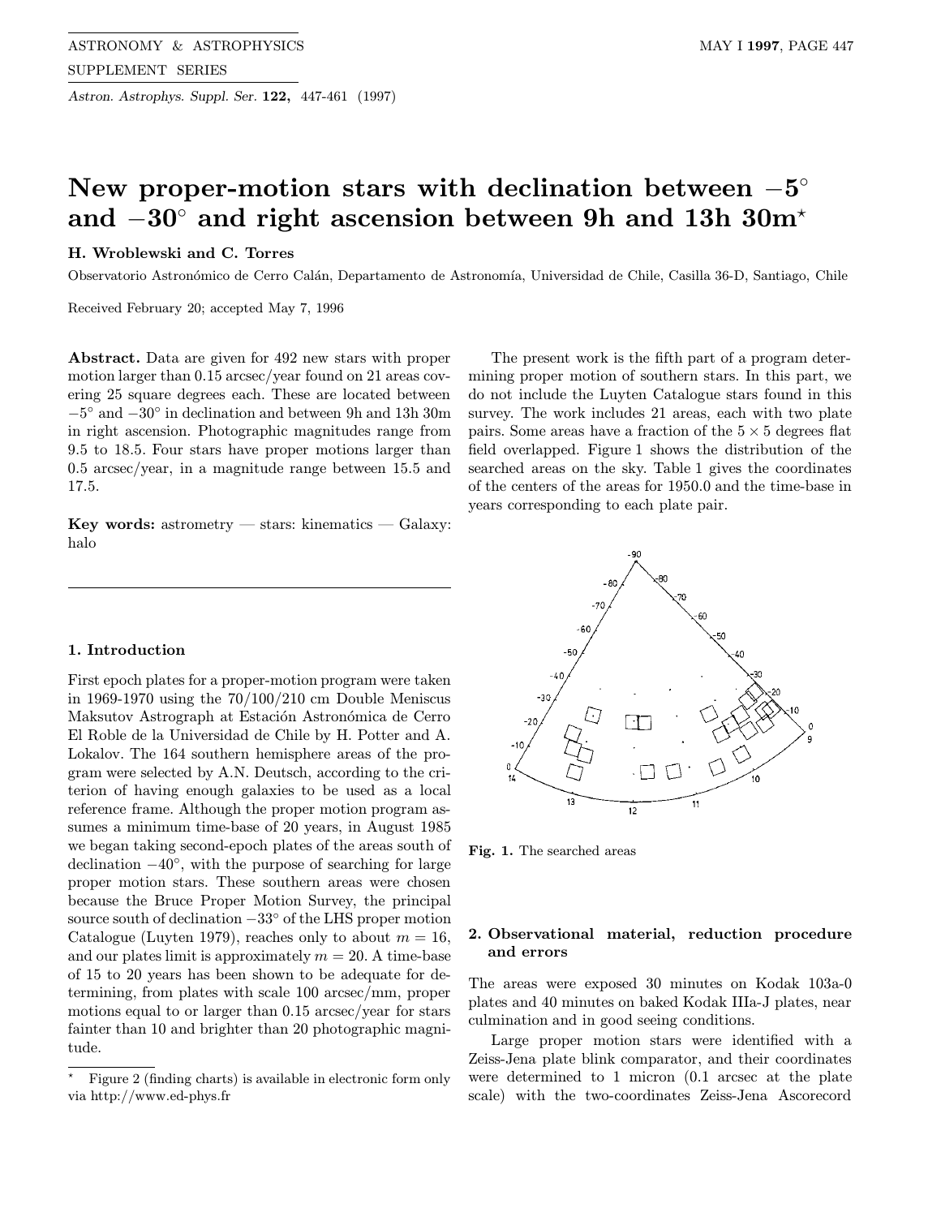# New proper-motion stars with declination between $-5^{\circ}$ and $-30^{\circ}$ and right ascension between 9h and 13h 30m*

**H. Wroblewski and C. Torres**

Observatorio Astronómico de Cerro Calán, Departamento de Astronomía, Universidad de Chile, Casilla 36-D, Santiago, Chile

Received February 20; accepted May 7, 1996

**Abstract.** Data are given for 492 new stars with proper motion larger than 0.15 arcsec/year found on 21 areas covering 25 square degrees each. These are located between $-5^{\circ}$ and $-30^{\circ}$ in declination and between 9h and 13h 30m in right ascension. Photographic magnitudes range from 9.5 to 18.5. Four stars have proper motions larger than 0.5 arcsec/year, in a magnitude range between 15.5 and 17.5.

**Key words:** astrometry — stars: kinematics — Galaxy: halo

## 1. Introduction

First epoch plates for a proper-motion program were taken in 1969-1970 using the 70/100/210 cm Double Meniscus Maksutov Astrograph at Estación Astronómica de Cerro El Roble de la Universidad de Chile by H. Potter and A. Lokalov. The 164 southern hemisphere areas of the program were selected by A.N. Deutsch, according to the criterion of having enough galaxies to be used as a local reference frame. Although the proper motion program assumes a minimum time-base of 20 years, in August 1985 we began taking second-epoch plates of the areas south of declination $-40^{\circ}$, with the purpose of searching for large proper motion stars. These southern areas were chosen because the Bruce Proper Motion Survey, the principal source south of declination $-33^{\circ}$ of the LHS proper motion Catalogue (Luyten 1979), reaches only to about $m = 16$, and our plates limit is approximately $m = 20$. A time-base of 15 to 20 years has been shown to be adequate for determining, from plates with scale 100 arcsec/mm, proper motions equal to or larger than 0.15 arcsec/year for stars fainter than 10 and brighter than 20 photographic magnitude.

The present work is the fifth part of a program determining proper motion of southern stars. In this part, we do not include the Luyten Catalogue stars found in this survey. The work includes 21 areas, each with two plate pairs. Some areas have a fraction of the $5 \times 5$ degrees flat field overlapped. Figure 1 shows the distribution of the searched areas on the sky. Table 1 gives the coordinates of the centers of the areas for 1950.0 and the time-base in years corresponding to each plate pair.

**Fig. 1.** The searched areas

## 2. Observational material, reduction procedure and errors

The areas were exposed 30 minutes on Kodak 103a-0 plates and 40 minutes on baked Kodak IIIa-J plates, near culmination and in good seeing conditions.

Large proper motion stars were identified with a Zeiss-Jena plate blink comparator, and their coordinates were determined to 1 micron (0.1 arcsec at the plate scale) with the two-coordinates Zeiss-Jena Ascorecord

---

* Figure 2 (finding charts) is available in electronic form only via http://www.ed-phys.fr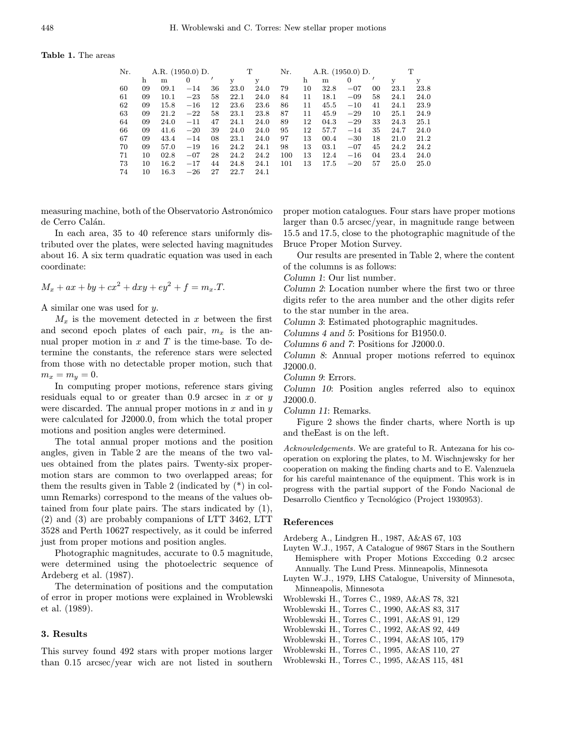**Table 1.** The areas

| Nr. | A.R. (1950.0) D. | | | | T | | Nr. | A.R. (1950.0) D. | | | | T | |
|---|---|---|---|---|---|---|---|---|---|---|---|---|---|
| | h | m | 0 | ′ | y | y | | h | m | 0 | ′ | y | y |
| 60 | 09 | 09.1 | −14 | 36 | 23.0 | 24.0 | 79 | 10 | 32.8 | −07 | 00 | 23.1 | 23.8 |
| 61 | 09 | 10.1 | −23 | 58 | 22.1 | 24.0 | 84 | 11 | 18.1 | −09 | 58 | 24.1 | 24.0 |
| 62 | 09 | 15.8 | −16 | 12 | 23.6 | 23.6 | 86 | 11 | 45.5 | −10 | 41 | 24.1 | 23.9 |
| 63 | 09 | 21.2 | −22 | 58 | 23.1 | 23.8 | 87 | 11 | 45.9 | −29 | 10 | 25.1 | 24.9 |
| 64 | 09 | 24.0 | −11 | 47 | 24.1 | 24.0 | 89 | 12 | 04.3 | −29 | 33 | 24.3 | 25.1 |
| 66 | 09 | 41.6 | −20 | 39 | 24.0 | 24.0 | 95 | 12 | 57.7 | −14 | 35 | 24.7 | 24.0 |
| 67 | 09 | 43.4 | −14 | 08 | 23.1 | 24.0 | 97 | 13 | 00.4 | −30 | 18 | 21.0 | 21.2 |
| 70 | 09 | 57.0 | −19 | 16 | 24.2 | 24.1 | 98 | 13 | 03.1 | −07 | 45 | 24.2 | 24.2 |
| 71 | 10 | 02.8 | −07 | 28 | 24.2 | 24.2 | 100 | 13 | 12.4 | −16 | 04 | 23.4 | 24.0 |
| 73 | 10 | 16.2 | −17 | 44 | 24.8 | 24.1 | 101 | 13 | 17.5 | −20 | 57 | 25.0 | 25.0 |
| 74 | 10 | 16.3 | −26 | 27 | 22.7 | 24.1 | | | | | | | |

measuring machine, both of the Observatorio Astronómico de Cerro Calán.

In each area, 35 to 40 reference stars uniformly distributed over the plates, were selected having magnitudes about 16. A six term quadratic equation was used in each coordinate:

$$M_x + ax + by + cx^2 + dxy + ey^2 + f = m_x.T.$$

A similar one was used for $y$.

$M_x$ is the movement detected in $x$ between the first and second epoch plates of each pair, $m_x$ is the annual proper motion in $x$ and $T$ is the time-base. To determine the constants, the reference stars were selected from those with no detectable proper motion, such that $m_x = m_y = 0$.

In computing proper motions, reference stars giving residuals equal to or greater than 0.9 arcsec in $x$ or $y$ were discarded. The annual proper motions in $x$ and in $y$ were calculated for J2000.0, from which the total proper motions and position angles were determined.

The total annual proper motions and the position angles, given in Table 2 are the means of the two values obtained from the plates pairs. Twenty-six proper-motion stars are common to two overlapped areas; for them the results given in Table 2 (indicated by (*) in column Remarks) correspond to the means of the values obtained from four plate pairs. The stars indicated by (1), (2) and (3) are probably companions of LTT 3462, LTT 3528 and Perth 10627 respectively, as it could be inferred just from proper motions and position angles.

Photographic magnitudes, accurate to 0.5 magnitude, were determined using the photoelectric sequence of Ardeberg et al. (1987).

The determination of positions and the computation of error in proper motions were explained in Wroblewski et al. (1989).

### 3. Results

This survey found 492 stars with proper motions larger than 0.15 arcsec/year wich are not listed in southern proper motion catalogues. Four stars have proper motions larger than 0.5 arcsec/year, in magnitude range between 15.5 and 17.5, close to the photographic magnitude of the Bruce Proper Motion Survey.

Our results are presented in Table 2, where the content of the columns is as follows:

*Column 1*: Our list number.
*Column 2*: Location number where the first two or three digits refer to the area number and the other digits refer to the star number in the area.
*Column 3*: Estimated photographic magnitudes.
*Columns 4 and 5*: Positions for B1950.0.
*Columns 6 and 7*: Positions for J2000.0.
*Column 8*: Annual proper motions referred to equinox J2000.0.
*Column 9*: Errors.
*Column 10*: Position angles referred also to equinox J2000.0.
*Column 11*: Remarks.

Figure 2 shows the finder charts, where North is up and theEast is on the left.

*Acknowledgements.* We are grateful to R. Antezana for his cooperation on exploring the plates, to M. Wischnjewsky for her cooperation on making the finding charts and to E. Valenzuela for his careful maintenance of the equipment. This work is in progress with the partial support of the Fondo Nacional de Desarrollo Cientfico y Tecnológico (Project 1930953).

### References

Ardeberg A., Lindgren H., 1987, A&AS 67, 103
Luyten W.J., 1957, A Catalogue of 9867 Stars in the Southern Hemisphere with Proper Motions Excceding 0.2 arcsec Annually. The Lund Press. Minneapolis, Minnesota
Luyten W.J., 1979, LHS Catalogue, University of Minnesota, Minneapolis, Minnesota
Wroblewski H., Torres C., 1989, A&AS 78, 321
Wroblewski H., Torres C., 1990, A&AS 83, 317
Wroblewski H., Torres C., 1991, A&AS 91, 129
Wroblewski H., Torres C., 1992, A&AS 92, 449
Wroblewski H., Torres C., 1994, A&AS 105, 179
Wroblewski H., Torres C., 1995, A&AS 110, 27
Wroblewski H., Torres C., 1995, A&AS 115, 481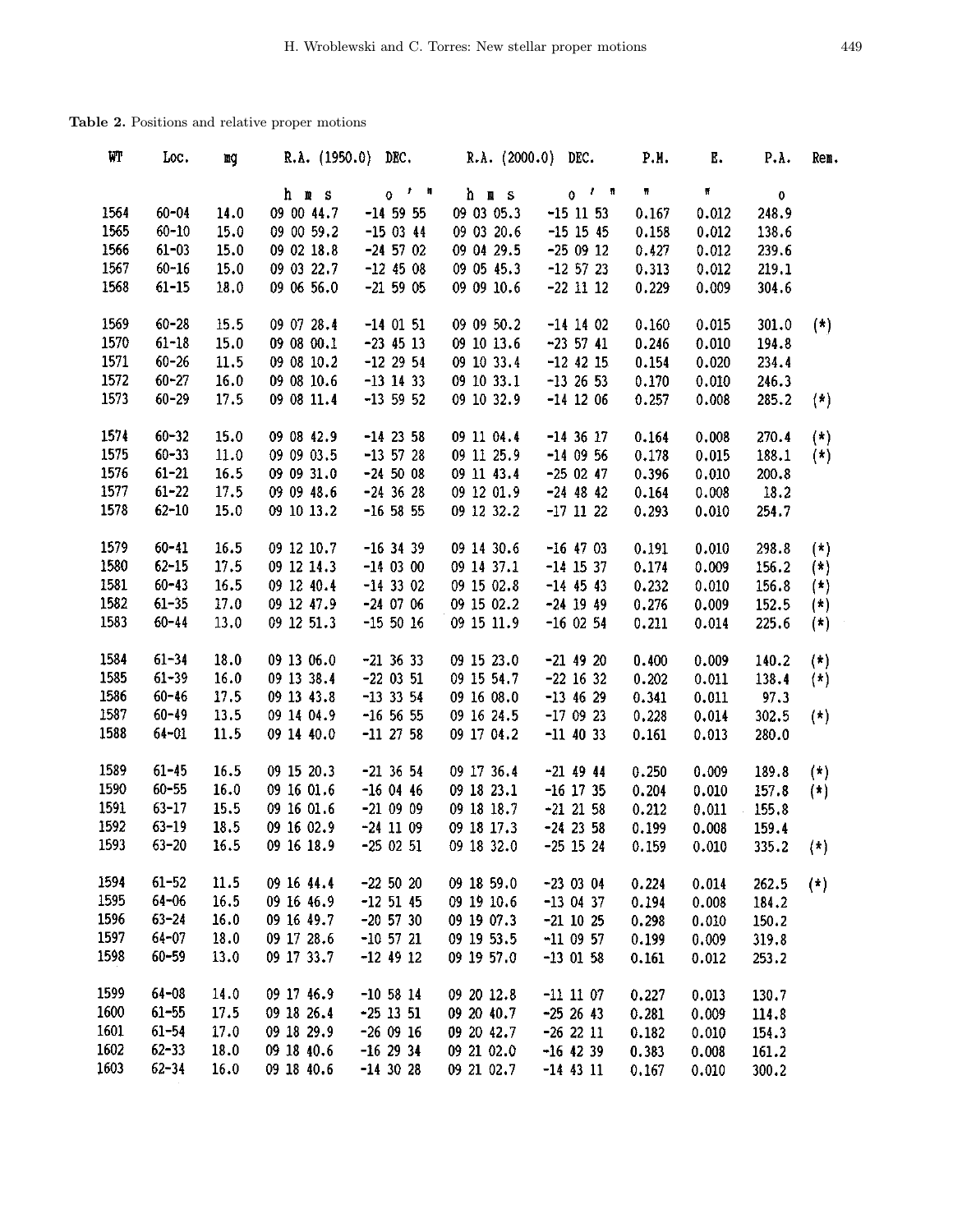**Table 2.** Positions and relative proper motions

| WT | Loc. | mg | R.A. (1950.0) | DEC. | R.A. (2000.0) | DEC. | P.M. | E. | P.A. | Rem. |
|---|---|---|---|---|---|---|---|---|---|---|
| | | | h m s | ° ′ ″ | h m s | ° ′ ″ | ″ | ″ | ° | |
| 1564 | 60-04 | 14.0 | 09 00 44.7 | -14 59 55 | 09 03 05.3 | -15 11 53 | 0.167 | 0.012 | 248.9 | |
| 1565 | 60-10 | 15.0 | 09 00 59.2 | -15 03 44 | 09 03 20.6 | -15 15 45 | 0.158 | 0.012 | 138.6 | |
| 1566 | 61-03 | 15.0 | 09 02 18.8 | -24 57 02 | 09 04 29.5 | -25 09 12 | 0.427 | 0.012 | 239.6 | |
| 1567 | 60-16 | 15.0 | 09 03 22.7 | -12 45 08 | 09 05 45.3 | -12 57 23 | 0.313 | 0.012 | 219.1 | |
| 1568 | 61-15 | 18.0 | 09 06 56.0 | -21 59 05 | 09 09 10.6 | -22 11 12 | 0.229 | 0.009 | 304.6 | |
| 1569 | 60-28 | 15.5 | 09 07 28.4 | -14 01 51 | 09 09 50.2 | -14 14 02 | 0.160 | 0.015 | 301.0 | (*) |
| 1570 | 61-18 | 15.0 | 09 08 00.1 | -23 45 13 | 09 10 13.6 | -23 57 41 | 0.246 | 0.010 | 194.8 | |
| 1571 | 60-26 | 11.5 | 09 08 10.2 | -12 29 54 | 09 10 33.4 | -12 42 15 | 0.154 | 0.020 | 234.4 | |
| 1572 | 60-27 | 16.0 | 09 08 10.6 | -13 14 33 | 09 10 33.1 | -13 26 53 | 0.170 | 0.010 | 246.3 | |
| 1573 | 60-29 | 17.5 | 09 08 11.4 | -13 59 52 | 09 10 32.9 | -14 12 06 | 0.257 | 0.008 | 285.2 | (*) |
| 1574 | 60-32 | 15.0 | 09 08 42.9 | -14 23 58 | 09 11 04.4 | -14 36 17 | 0.164 | 0.008 | 270.4 | (*) |
| 1575 | 60-33 | 11.0 | 09 09 03.5 | -13 57 28 | 09 11 25.9 | -14 09 56 | 0.178 | 0.015 | 188.1 | (*) |
| 1576 | 61-21 | 16.5 | 09 09 31.0 | -24 50 08 | 09 11 43.4 | -25 02 47 | 0.396 | 0.010 | 200.8 | |
| 1577 | 61-22 | 17.5 | 09 09 48.6 | -24 36 28 | 09 12 01.9 | -24 48 42 | 0.164 | 0.008 | 18.2 | |
| 1578 | 62-10 | 15.0 | 09 10 13.2 | -16 58 55 | 09 12 32.2 | -17 11 22 | 0.293 | 0.010 | 254.7 | |
| 1579 | 60-41 | 16.5 | 09 12 10.7 | -16 34 39 | 09 14 30.6 | -16 47 03 | 0.191 | 0.010 | 298.8 | (*) |
| 1580 | 62-15 | 17.5 | 09 12 14.3 | -14 03 00 | 09 14 37.1 | -14 15 37 | 0.174 | 0.009 | 156.2 | (*) |
| 1581 | 60-43 | 16.5 | 09 12 40.4 | -14 33 02 | 09 15 02.8 | -14 45 43 | 0.232 | 0.010 | 156.8 | (*) |
| 1582 | 61-35 | 17.0 | 09 12 47.9 | -24 07 06 | 09 15 02.2 | -24 19 49 | 0.276 | 0.009 | 152.5 | (*) |
| 1583 | 60-44 | 13.0 | 09 12 51.3 | -15 50 16 | 09 15 11.9 | -16 02 54 | 0.211 | 0.014 | 225.6 | (*) |
| 1584 | 61-34 | 18.0 | 09 13 06.0 | -21 36 33 | 09 15 23.0 | -21 49 20 | 0.400 | 0.009 | 140.2 | (*) |
| 1585 | 61-39 | 16.0 | 09 13 38.4 | -22 03 51 | 09 15 54.7 | -22 16 32 | 0.202 | 0.011 | 138.4 | (*) |
| 1586 | 60-46 | 17.5 | 09 13 43.8 | -13 33 54 | 09 16 08.0 | -13 46 29 | 0.341 | 0.011 | 97.3 | |
| 1587 | 60-49 | 13.5 | 09 14 04.9 | -16 56 55 | 09 16 24.5 | -17 09 23 | 0.228 | 0.014 | 302.5 | (*) |
| 1588 | 64-01 | 11.5 | 09 14 40.0 | -11 27 58 | 09 17 04.2 | -11 40 33 | 0.161 | 0.013 | 280.0 | |
| 1589 | 61-45 | 16.5 | 09 15 20.3 | -21 36 54 | 09 17 36.4 | -21 49 44 | 0.250 | 0.009 | 189.8 | (*) |
| 1590 | 60-55 | 16.0 | 09 16 01.6 | -16 04 46 | 09 18 23.1 | -16 17 35 | 0.204 | 0.010 | 157.8 | (*) |
| 1591 | 63-17 | 15.5 | 09 16 01.6 | -21 09 09 | 09 18 18.7 | -21 21 58 | 0.212 | 0.011 | 155.8 | |
| 1592 | 63-19 | 18.5 | 09 16 02.9 | -24 11 09 | 09 18 17.3 | -24 23 58 | 0.199 | 0.008 | 159.4 | |
| 1593 | 63-20 | 16.5 | 09 16 18.9 | -25 02 51 | 09 18 32.0 | -25 15 24 | 0.159 | 0.010 | 335.2 | (*) |
| 1594 | 61-52 | 11.5 | 09 16 44.4 | -22 50 20 | 09 18 59.0 | -23 03 04 | 0.224 | 0.014 | 262.5 | (*) |
| 1595 | 64-06 | 16.5 | 09 16 46.9 | -12 51 45 | 09 19 10.6 | -13 04 37 | 0.194 | 0.008 | 184.2 | |
| 1596 | 63-24 | 16.0 | 09 16 49.7 | -20 57 30 | 09 19 07.3 | -21 10 25 | 0.298 | 0.010 | 150.2 | |
| 1597 | 64-07 | 18.0 | 09 17 28.6 | -10 57 21 | 09 19 53.5 | -11 09 57 | 0.199 | 0.009 | 319.8 | |
| 1598 | 60-59 | 13.0 | 09 17 33.7 | -12 49 12 | 09 19 57.0 | -13 01 58 | 0.161 | 0.012 | 253.2 | |
| 1599 | 64-08 | 14.0 | 09 17 46.9 | -10 58 14 | 09 20 12.8 | -11 11 07 | 0.227 | 0.013 | 130.7 | |
| 1600 | 61-55 | 17.5 | 09 18 26.4 | -25 13 51 | 09 20 40.7 | -25 26 43 | 0.281 | 0.009 | 114.8 | |
| 1601 | 61-54 | 17.0 | 09 18 29.9 | -26 09 16 | 09 20 42.7 | -26 22 11 | 0.182 | 0.010 | 154.3 | |
| 1602 | 62-33 | 18.0 | 09 18 40.6 | -16 29 34 | 09 21 02.0 | -16 42 39 | 0.383 | 0.008 | 161.2 | |
| 1603 | 62-34 | 16.0 | 09 18 40.6 | -14 30 28 | 09 21 02.7 | -14 43 11 | 0.167 | 0.010 | 300.2 | |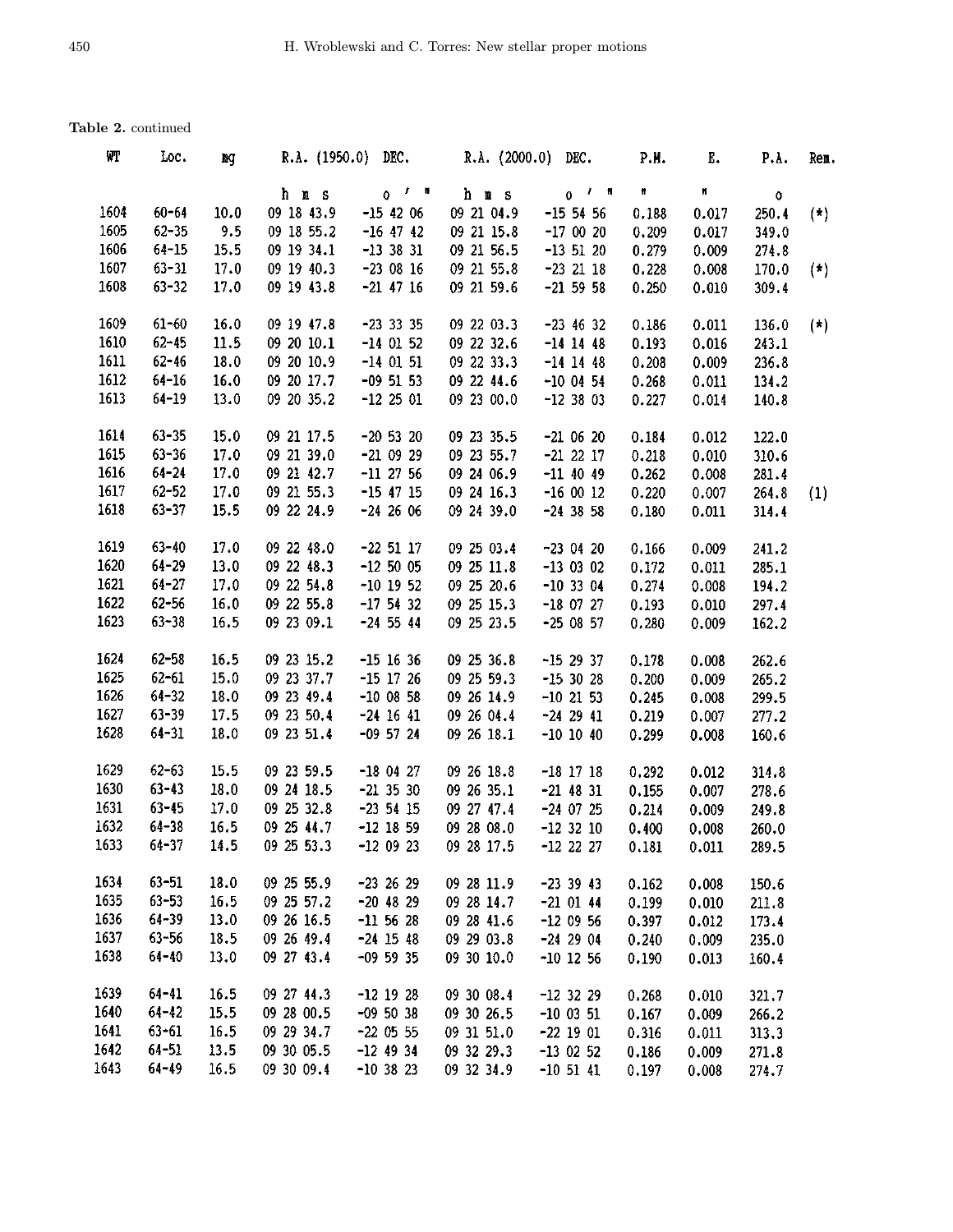**Table 2.** continued

| WT | Loc. | mg | R.A. (1950.0) | DEC. | R.A. (2000.0) | DEC. | P.M. | E. | P.A. | Rem. |
|---|---|---|---|---|---|---|---|---|---|---|
| | | | h m s | ° ′ ″ | h m s | ° ′ ″ | ″ | ″ | ° | |
| 1604 | 60-64 | 10.0 | 09 18 43.9 | -15 42 06 | 09 21 04.9 | -15 54 56 | 0.188 | 0.017 | 250.4 | (*) |
| 1605 | 62-35 | 9.5 | 09 18 55.2 | -16 47 42 | 09 21 15.8 | -17 00 20 | 0.209 | 0.017 | 349.0 | |
| 1606 | 64-15 | 15.5 | 09 19 34.1 | -13 38 31 | 09 21 56.5 | -13 51 20 | 0.279 | 0.009 | 274.8 | |
| 1607 | 63-31 | 17.0 | 09 19 40.3 | -23 08 16 | 09 21 55.8 | -23 21 18 | 0.228 | 0.008 | 170.0 | (*) |
| 1608 | 63-32 | 17.0 | 09 19 43.8 | -21 47 16 | 09 21 59.6 | -21 59 58 | 0.250 | 0.010 | 309.4 | |
| 1609 | 61-60 | 16.0 | 09 19 47.8 | -23 33 35 | 09 22 03.3 | -23 46 32 | 0.186 | 0.011 | 136.0 | (*) |
| 1610 | 62-45 | 11.5 | 09 20 10.1 | -14 01 52 | 09 22 32.6 | -14 14 48 | 0.193 | 0.016 | 243.1 | |
| 1611 | 62-46 | 18.0 | 09 20 10.9 | -14 01 51 | 09 22 33.3 | -14 14 48 | 0.208 | 0.009 | 236.8 | |
| 1612 | 64-16 | 16.0 | 09 20 17.7 | -09 51 53 | 09 22 44.6 | -10 04 54 | 0.268 | 0.011 | 134.2 | |
| 1613 | 64-19 | 13.0 | 09 20 35.2 | -12 25 01 | 09 23 00.0 | -12 38 03 | 0.227 | 0.014 | 140.8 | |
| 1614 | 63-35 | 15.0 | 09 21 17.5 | -20 53 20 | 09 23 35.5 | -21 06 20 | 0.184 | 0.012 | 122.0 | |
| 1615 | 63-36 | 17.0 | 09 21 39.0 | -21 09 29 | 09 23 55.7 | -21 22 17 | 0.218 | 0.010 | 310.6 | |
| 1616 | 64-24 | 17.0 | 09 21 42.7 | -11 27 56 | 09 24 06.9 | -11 40 49 | 0.262 | 0.008 | 281.4 | |
| 1617 | 62-52 | 17.0 | 09 21 55.3 | -15 47 15 | 09 24 16.3 | -16 00 12 | 0.220 | 0.007 | 264.8 | (1) |
| 1618 | 63-37 | 15.5 | 09 22 24.9 | -24 26 06 | 09 24 39.0 | -24 38 58 | 0.180 | 0.011 | 314.4 | |
| 1619 | 63-40 | 17.0 | 09 22 48.0 | -22 51 17 | 09 25 03.4 | -23 04 20 | 0.166 | 0.009 | 241.2 | |
| 1620 | 64-29 | 13.0 | 09 22 48.3 | -12 50 05 | 09 25 11.8 | -13 03 02 | 0.172 | 0.011 | 285.1 | |
| 1621 | 64-27 | 17.0 | 09 22 54.8 | -10 19 52 | 09 25 20.6 | -10 33 04 | 0.274 | 0.008 | 194.2 | |
| 1622 | 62-56 | 16.0 | 09 22 55.8 | -17 54 32 | 09 25 15.3 | -18 07 27 | 0.193 | 0.010 | 297.4 | |
| 1623 | 63-38 | 16.5 | 09 23 09.1 | -24 55 44 | 09 25 23.5 | -25 08 57 | 0.280 | 0.009 | 162.2 | |
| 1624 | 62-58 | 16.5 | 09 23 15.2 | -15 16 36 | 09 25 36.8 | -15 29 37 | 0.178 | 0.008 | 262.6 | |
| 1625 | 62-61 | 15.0 | 09 23 37.7 | -15 17 26 | 09 25 59.3 | -15 30 28 | 0.200 | 0.009 | 265.2 | |
| 1626 | 64-32 | 18.0 | 09 23 49.4 | -10 08 58 | 09 26 14.9 | -10 21 53 | 0.245 | 0.008 | 299.5 | |
| 1627 | 63-39 | 17.5 | 09 23 50.4 | -24 16 41 | 09 26 04.4 | -24 29 41 | 0.219 | 0.007 | 277.2 | |
| 1628 | 64-31 | 18.0 | 09 23 51.4 | -09 57 24 | 09 26 18.1 | -10 10 40 | 0.299 | 0.008 | 160.6 | |
| 1629 | 62-63 | 15.5 | 09 23 59.5 | -18 04 27 | 09 26 18.8 | -18 17 18 | 0.292 | 0.012 | 314.8 | |
| 1630 | 63-43 | 18.0 | 09 24 18.5 | -21 35 30 | 09 26 35.1 | -21 48 31 | 0.155 | 0.007 | 278.6 | |
| 1631 | 63-45 | 17.0 | 09 25 32.8 | -23 54 15 | 09 27 47.4 | -24 07 25 | 0.214 | 0.009 | 249.8 | |
| 1632 | 64-38 | 16.5 | 09 25 44.7 | -12 18 59 | 09 28 08.0 | -12 32 10 | 0.400 | 0.008 | 260.0 | |
| 1633 | 64-37 | 14.5 | 09 25 53.3 | -12 09 23 | 09 28 17.5 | -12 22 27 | 0.181 | 0.011 | 289.5 | |
| 1634 | 63-51 | 18.0 | 09 25 55.9 | -23 26 29 | 09 28 11.9 | -23 39 43 | 0.162 | 0.008 | 150.6 | |
| 1635 | 63-53 | 16.5 | 09 25 57.2 | -20 48 29 | 09 28 14.7 | -21 01 44 | 0.199 | 0.010 | 211.8 | |
| 1636 | 64-39 | 13.0 | 09 26 16.5 | -11 56 28 | 09 28 41.6 | -12 09 56 | 0.397 | 0.012 | 173.4 | |
| 1637 | 63-56 | 18.5 | 09 26 49.4 | -24 15 48 | 09 29 03.8 | -24 29 04 | 0.240 | 0.009 | 235.0 | |
| 1638 | 64-40 | 13.0 | 09 27 43.4 | -09 59 35 | 09 30 10.0 | -10 12 56 | 0.190 | 0.013 | 160.4 | |
| 1639 | 64-41 | 16.5 | 09 27 44.3 | -12 19 28 | 09 30 08.4 | -12 32 29 | 0.268 | 0.010 | 321.7 | |
| 1640 | 64-42 | 15.5 | 09 28 00.5 | -09 50 38 | 09 30 26.5 | -10 03 51 | 0.167 | 0.009 | 266.2 | |
| 1641 | 63-61 | 16.5 | 09 29 34.7 | -22 05 55 | 09 31 51.0 | -22 19 01 | 0.316 | 0.011 | 313.3 | |
| 1642 | 64-51 | 13.5 | 09 30 05.5 | -12 49 34 | 09 32 29.3 | -13 02 52 | 0.186 | 0.009 | 271.8 | |
| 1643 | 64-49 | 16.5 | 09 30 09.4 | -10 38 23 | 09 32 34.9 | -10 51 41 | 0.197 | 0.008 | 274.7 | |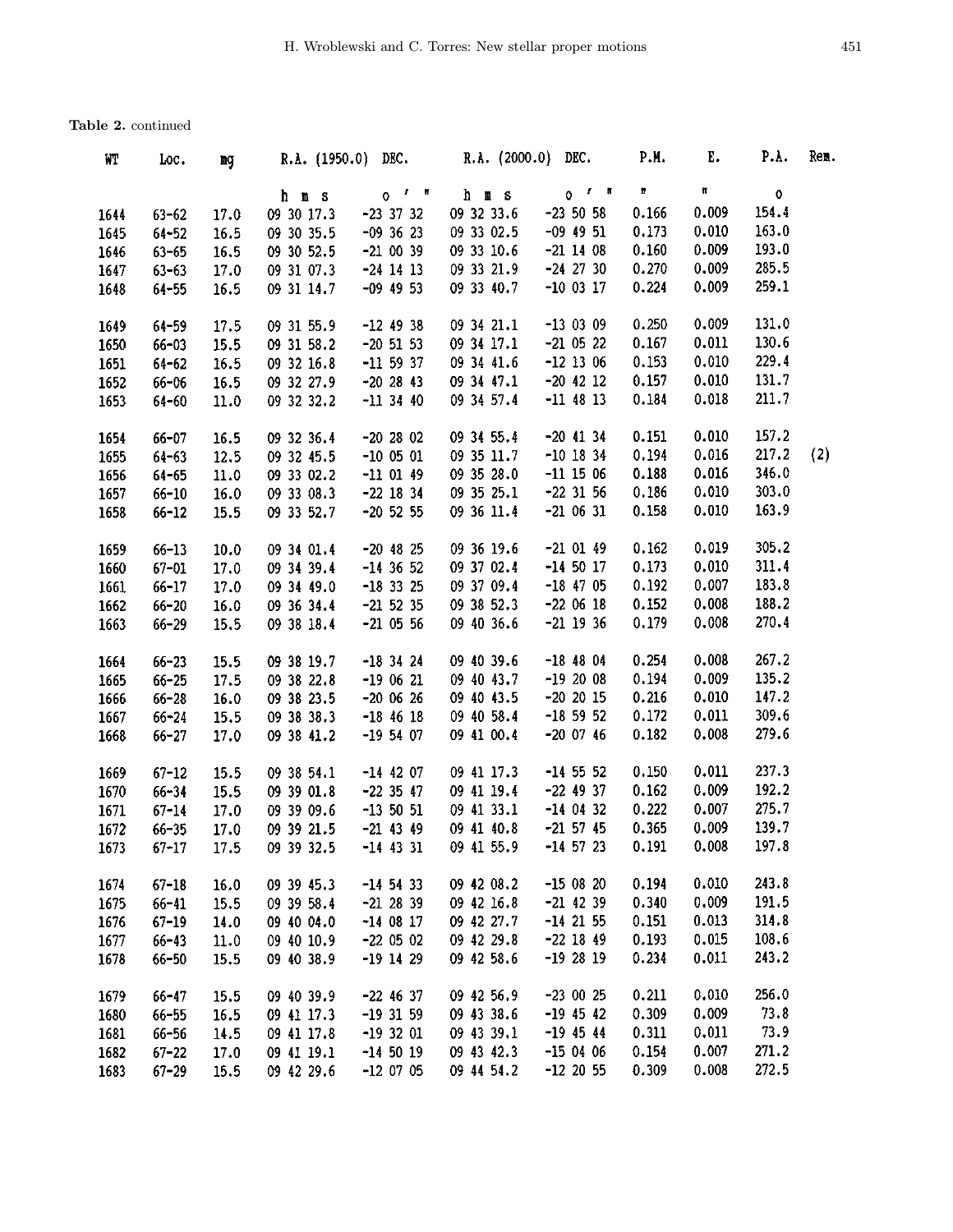**Table 2.** continued

| WT | Loc. | mg | R.A. (1950.0) | DEC. | R.A. (2000.0) | DEC. | P.M. | E. | P.A. | Rem. |
|---|---|---|---|---|---|---|---|---|---|---|
| | | | h m s | ° ′ ″ | h m s | ° ′ ″ | ″ | ″ | ° | |
| 1644 | 63-62 | 17.0 | 09 30 17.3 | -23 37 32 | 09 32 33.6 | -23 50 58 | 0.166 | 0.009 | 154.4 | |
| 1645 | 64-52 | 16.5 | 09 30 35.5 | -09 36 23 | 09 33 02.5 | -09 49 51 | 0.173 | 0.010 | 163.0 | |
| 1646 | 63-65 | 16.5 | 09 30 52.5 | -21 00 39 | 09 33 10.6 | -21 14 08 | 0.160 | 0.009 | 193.0 | |
| 1647 | 63-63 | 17.0 | 09 31 07.3 | -24 14 13 | 09 33 21.9 | -24 27 30 | 0.270 | 0.009 | 285.5 | |
| 1648 | 64-55 | 16.5 | 09 31 14.7 | -09 49 53 | 09 33 40.7 | -10 03 17 | 0.224 | 0.009 | 259.1 | |
| 1649 | 64-59 | 17.5 | 09 31 55.9 | -12 49 38 | 09 34 21.1 | -13 03 09 | 0.250 | 0.009 | 131.0 | |
| 1650 | 66-03 | 15.5 | 09 31 58.2 | -20 51 53 | 09 34 17.1 | -21 05 22 | 0.167 | 0.011 | 130.6 | |
| 1651 | 64-62 | 16.5 | 09 32 16.8 | -11 59 37 | 09 34 41.6 | -12 13 06 | 0.153 | 0.010 | 229.4 | |
| 1652 | 66-06 | 16.5 | 09 32 27.9 | -20 28 43 | 09 34 47.1 | -20 42 12 | 0.157 | 0.010 | 131.7 | |
| 1653 | 64-60 | 11.0 | 09 32 32.2 | -11 34 40 | 09 34 57.4 | -11 48 13 | 0.184 | 0.018 | 211.7 | |
| 1654 | 66-07 | 16.5 | 09 32 36.4 | -20 28 02 | 09 34 55.4 | -20 41 34 | 0.151 | 0.010 | 157.2 | |
| 1655 | 64-63 | 12.5 | 09 32 45.5 | -10 05 01 | 09 35 11.7 | -10 18 34 | 0.194 | 0.016 | 217.2 | (2) |
| 1656 | 64-65 | 11.0 | 09 33 02.2 | -11 01 49 | 09 35 28.0 | -11 15 06 | 0.188 | 0.016 | 346.0 | |
| 1657 | 66-10 | 16.0 | 09 33 08.3 | -22 18 34 | 09 35 25.1 | -22 31 56 | 0.186 | 0.010 | 303.0 | |
| 1658 | 66-12 | 15.5 | 09 33 52.7 | -20 52 55 | 09 36 11.4 | -21 06 31 | 0.158 | 0.010 | 163.9 | |
| 1659 | 66-13 | 10.0 | 09 34 01.4 | -20 48 25 | 09 36 19.6 | -21 01 49 | 0.162 | 0.019 | 305.2 | |
| 1660 | 67-01 | 17.0 | 09 34 39.4 | -14 36 52 | 09 37 02.4 | -14 50 17 | 0.173 | 0.010 | 311.4 | |
| 1661 | 66-17 | 17.0 | 09 34 49.0 | -18 33 25 | 09 37 09.4 | -18 47 05 | 0.192 | 0.007 | 183.8 | |
| 1662 | 66-20 | 16.0 | 09 36 34.4 | -21 52 35 | 09 38 52.3 | -22 06 18 | 0.152 | 0.008 | 188.2 | |
| 1663 | 66-29 | 15.5 | 09 38 18.4 | -21 05 56 | 09 40 36.6 | -21 19 36 | 0.179 | 0.008 | 270.4 | |
| 1664 | 66-23 | 15.5 | 09 38 19.7 | -18 34 24 | 09 40 39.6 | -18 48 04 | 0.254 | 0.008 | 267.2 | |
| 1665 | 66-25 | 17.5 | 09 38 22.8 | -19 06 21 | 09 40 43.7 | -19 20 08 | 0.194 | 0.009 | 135.2 | |
| 1666 | 66-28 | 16.0 | 09 38 23.5 | -20 06 26 | 09 40 43.5 | -20 20 15 | 0.216 | 0.010 | 147.2 | |
| 1667 | 66-24 | 15.5 | 09 38 38.3 | -18 46 18 | 09 40 58.4 | -18 59 52 | 0.172 | 0.011 | 309.6 | |
| 1668 | 66-27 | 17.0 | 09 38 41.2 | -19 54 07 | 09 41 00.4 | -20 07 46 | 0.182 | 0.008 | 279.6 | |
| 1669 | 67-12 | 15.5 | 09 38 54.1 | -14 42 07 | 09 41 17.3 | -14 55 52 | 0.150 | 0.011 | 237.3 | |
| 1670 | 66-34 | 15.5 | 09 39 01.8 | -22 35 47 | 09 41 19.4 | -22 49 37 | 0.162 | 0.009 | 192.2 | |
| 1671 | 67-14 | 17.0 | 09 39 09.6 | -13 50 51 | 09 41 33.1 | -14 04 32 | 0.222 | 0.007 | 275.7 | |
| 1672 | 66-35 | 17.0 | 09 39 21.5 | -21 43 49 | 09 41 40.8 | -21 57 45 | 0.365 | 0.009 | 139.7 | |
| 1673 | 67-17 | 17.5 | 09 39 32.5 | -14 43 31 | 09 41 55.9 | -14 57 23 | 0.191 | 0.008 | 197.8 | |
| 1674 | 67-18 | 16.0 | 09 39 45.3 | -14 54 33 | 09 42 08.2 | -15 08 20 | 0.194 | 0.010 | 243.8 | |
| 1675 | 66-41 | 15.5 | 09 39 58.4 | -21 28 39 | 09 42 16.8 | -21 42 39 | 0.340 | 0.009 | 191.5 | |
| 1676 | 67-19 | 14.0 | 09 40 04.0 | -14 08 17 | 09 42 27.7 | -14 21 55 | 0.151 | 0.013 | 314.8 | |
| 1677 | 66-43 | 11.0 | 09 40 10.9 | -22 05 02 | 09 42 29.8 | -22 18 49 | 0.193 | 0.015 | 108.6 | |
| 1678 | 66-50 | 15.5 | 09 40 38.9 | -19 14 29 | 09 42 58.6 | -19 28 19 | 0.234 | 0.011 | 243.2 | |
| 1679 | 66-47 | 15.5 | 09 40 39.9 | -22 46 37 | 09 42 56.9 | -23 00 25 | 0.211 | 0.010 | 256.0 | |
| 1680 | 66-55 | 16.5 | 09 41 17.3 | -19 31 59 | 09 43 38.6 | -19 45 42 | 0.309 | 0.009 | 73.8 | |
| 1681 | 66-56 | 14.5 | 09 41 17.8 | -19 32 01 | 09 43 39.1 | -19 45 44 | 0.311 | 0.011 | 73.9 | |
| 1682 | 67-22 | 17.0 | 09 41 19.1 | -14 50 19 | 09 43 42.3 | -15 04 06 | 0.154 | 0.007 | 271.2 | |
| 1683 | 67-29 | 15.5 | 09 42 29.6 | -12 07 05 | 09 44 54.2 | -12 20 55 | 0.309 | 0.008 | 272.5 | |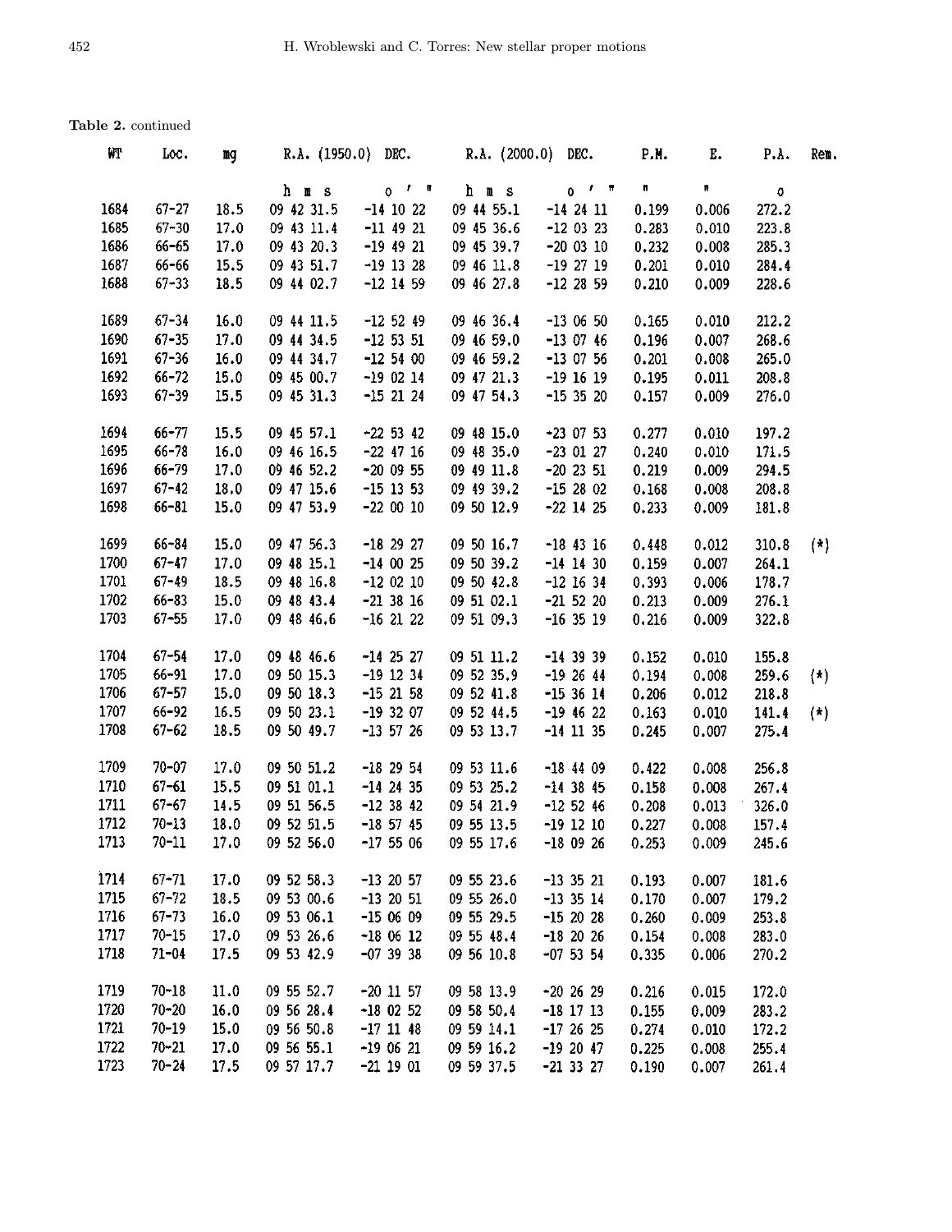**Table 2.** continued

| WT | Loc. | mg | R.A. (1950.0) | DEC. | R.A. (2000.0) | DEC. | P.M. | E. | P.A. | Rem. |
|---|---|---|---|---|---|---|---|---|---|---|
| | | | h m s | ° ′ ″ | h m s | ° ′ ″ | ″ | ″ | ° | |
| 1684 | 67-27 | 18.5 | 09 42 31.5 | -14 10 22 | 09 44 55.1 | -14 24 11 | 0.199 | 0.006 | 272.2 | |
| 1685 | 67-30 | 17.0 | 09 43 11.4 | -11 49 21 | 09 45 36.6 | -12 03 23 | 0.283 | 0.010 | 223.8 | |
| 1686 | 66-65 | 17.0 | 09 43 20.3 | -19 49 21 | 09 45 39.7 | -20 03 10 | 0.232 | 0.008 | 285.3 | |
| 1687 | 66-66 | 15.5 | 09 43 51.7 | -19 13 28 | 09 46 11.8 | -19 27 19 | 0.201 | 0.010 | 284.4 | |
| 1688 | 67-33 | 18.5 | 09 44 02.7 | -12 14 59 | 09 46 27.8 | -12 28 59 | 0.210 | 0.009 | 228.6 | |
| 1689 | 67-34 | 16.0 | 09 44 11.5 | -12 52 49 | 09 46 36.4 | -13 06 50 | 0.165 | 0.010 | 212.2 | |
| 1690 | 67-35 | 17.0 | 09 44 34.5 | -12 53 51 | 09 46 59.0 | -13 07 46 | 0.196 | 0.007 | 268.6 | |
| 1691 | 67-36 | 16.0 | 09 44 34.7 | -12 54 00 | 09 46 59.2 | -13 07 56 | 0.201 | 0.008 | 265.0 | |
| 1692 | 66-72 | 15.0 | 09 45 00.7 | -19 02 14 | 09 47 21.3 | -19 16 19 | 0.195 | 0.011 | 208.8 | |
| 1693 | 67-39 | 15.5 | 09 45 31.3 | -15 21 24 | 09 47 54.3 | -15 35 20 | 0.157 | 0.009 | 276.0 | |
| 1694 | 66-77 | 15.5 | 09 45 57.1 | -22 53 42 | 09 48 15.0 | -23 07 53 | 0.277 | 0.010 | 197.2 | |
| 1695 | 66-78 | 16.0 | 09 46 16.5 | -22 47 16 | 09 48 35.0 | -23 01 27 | 0.240 | 0.010 | 171.5 | |
| 1696 | 66-79 | 17.0 | 09 46 52.2 | -20 09 55 | 09 49 11.8 | -20 23 51 | 0.219 | 0.009 | 294.5 | |
| 1697 | 67-42 | 18.0 | 09 47 15.6 | -15 13 53 | 09 49 39.2 | -15 28 02 | 0.168 | 0.008 | 208.8 | |
| 1698 | 66-81 | 15.0 | 09 47 53.9 | -22 00 10 | 09 50 12.9 | -22 14 25 | 0.233 | 0.009 | 181.8 | |
| 1699 | 66-84 | 15.0 | 09 47 56.3 | -18 29 27 | 09 50 16.7 | -18 43 16 | 0.448 | 0.012 | 310.8 | (*) |
| 1700 | 67-47 | 17.0 | 09 48 15.1 | -14 00 25 | 09 50 39.2 | -14 14 30 | 0.159 | 0.007 | 264.1 | |
| 1701 | 67-49 | 18.5 | 09 48 16.8 | -12 02 10 | 09 50 42.8 | -12 16 34 | 0.393 | 0.006 | 178.7 | |
| 1702 | 66-83 | 15.0 | 09 48 43.4 | -21 38 16 | 09 51 02.1 | -21 52 20 | 0.213 | 0.009 | 276.1 | |
| 1703 | 67-55 | 17.0 | 09 48 46.6 | -16 21 22 | 09 51 09.3 | -16 35 19 | 0.216 | 0.009 | 322.8 | |
| 1704 | 67-54 | 17.0 | 09 48 46.6 | -14 25 27 | 09 51 11.2 | -14 39 39 | 0.152 | 0.010 | 155.8 | |
| 1705 | 66-91 | 17.0 | 09 50 15.3 | -19 12 34 | 09 52 35.9 | -19 26 44 | 0.194 | 0.008 | 259.6 | (*) |
| 1706 | 67-57 | 15.0 | 09 50 18.3 | -15 21 58 | 09 52 41.8 | -15 36 14 | 0.206 | 0.012 | 218.8 | |
| 1707 | 66-92 | 16.5 | 09 50 23.1 | -19 32 07 | 09 52 44.5 | -19 46 22 | 0.163 | 0.010 | 141.4 | (*) |
| 1708 | 67-62 | 18.5 | 09 50 49.7 | -13 57 26 | 09 53 13.7 | -14 11 35 | 0.245 | 0.007 | 275.4 | |
| 1709 | 70-07 | 17.0 | 09 50 51.2 | -18 29 54 | 09 53 11.6 | -18 44 09 | 0.422 | 0.008 | 256.8 | |
| 1710 | 67-61 | 15.5 | 09 51 01.1 | -14 24 35 | 09 53 25.2 | -14 38 45 | 0.158 | 0.008 | 267.4 | |
| 1711 | 67-67 | 14.5 | 09 51 56.5 | -12 38 42 | 09 54 21.9 | -12 52 46 | 0.208 | 0.013 | 326.0 | |
| 1712 | 70-13 | 18.0 | 09 52 51.5 | -18 57 45 | 09 55 13.5 | -19 12 10 | 0.227 | 0.008 | 157.4 | |
| 1713 | 70-11 | 17.0 | 09 52 56.0 | -17 55 06 | 09 55 17.6 | -18 09 26 | 0.253 | 0.009 | 245.6 | |
| 1714 | 67-71 | 17.0 | 09 52 58.3 | -13 20 57 | 09 55 23.6 | -13 35 21 | 0.193 | 0.007 | 181.6 | |
| 1715 | 67-72 | 18.5 | 09 53 00.6 | -13 20 51 | 09 55 26.0 | -13 35 14 | 0.170 | 0.007 | 179.2 | |
| 1716 | 67-73 | 16.0 | 09 53 06.1 | -15 06 09 | 09 55 29.5 | -15 20 28 | 0.260 | 0.009 | 253.8 | |
| 1717 | 70-15 | 17.0 | 09 53 26.6 | -18 06 12 | 09 55 48.4 | -18 20 26 | 0.154 | 0.008 | 283.0 | |
| 1718 | 71-04 | 17.5 | 09 53 42.9 | -07 39 38 | 09 56 10.8 | -07 53 54 | 0.335 | 0.006 | 270.2 | |
| 1719 | 70-18 | 11.0 | 09 55 52.7 | -20 11 57 | 09 58 13.9 | -20 26 29 | 0.216 | 0.015 | 172.0 | |
| 1720 | 70-20 | 16.0 | 09 56 28.4 | -18 02 52 | 09 58 50.4 | -18 17 13 | 0.155 | 0.009 | 283.2 | |
| 1721 | 70-19 | 15.0 | 09 56 50.8 | -17 11 48 | 09 59 14.1 | -17 26 25 | 0.274 | 0.010 | 172.2 | |
| 1722 | 70-21 | 17.0 | 09 56 55.1 | -19 06 21 | 09 59 16.2 | -19 20 47 | 0.225 | 0.008 | 255.4 | |
| 1723 | 70-24 | 17.5 | 09 57 17.7 | -21 19 01 | 09 59 37.5 | -21 33 27 | 0.190 | 0.007 | 261.4 | |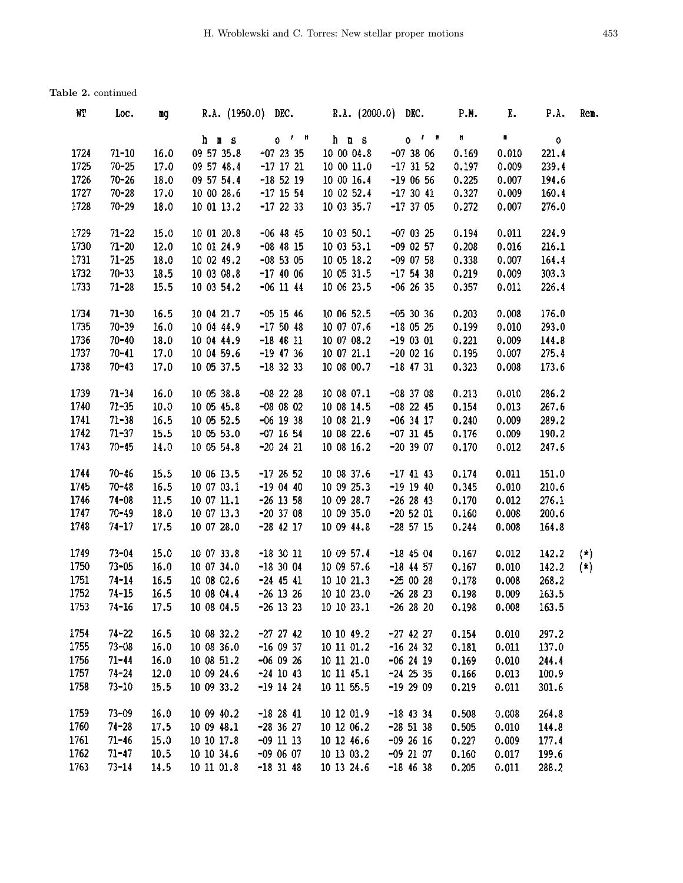**Table 2.** continued

| WT | Loc. | mg | R.A. (1950.0) | DEC. | R.A. (2000.0) | DEC. | P.M. | E. | P.A. | Rem. |
|---|---|---|---|---|---|---|---|---|---|---|
| | | | h m s | ° ′ ″ | h m s | ° ′ ″ | ″ | ″ | ° | |
| 1724 | 71-10 | 16.0 | 09 57 35.8 | -07 23 35 | 10 00 04.8 | -07 38 06 | 0.169 | 0.010 | 221.4 | |
| 1725 | 70-25 | 17.0 | 09 57 48.4 | -17 17 21 | 10 00 11.0 | -17 31 52 | 0.197 | 0.009 | 239.4 | |
| 1726 | 70-26 | 18.0 | 09 57 54.4 | -18 52 19 | 10 00 16.4 | -19 06 56 | 0.225 | 0.007 | 194.6 | |
| 1727 | 70-28 | 17.0 | 10 00 28.6 | -17 15 54 | 10 02 52.4 | -17 30 41 | 0.327 | 0.009 | 160.4 | |
| 1728 | 70-29 | 18.0 | 10 01 13.2 | -17 22 33 | 10 03 35.7 | -17 37 05 | 0.272 | 0.007 | 276.0 | |
| 1729 | 71-22 | 15.0 | 10 01 20.8 | -06 48 45 | 10 03 50.1 | -07 03 25 | 0.194 | 0.011 | 224.9 | |
| 1730 | 71-20 | 12.0 | 10 01 24.9 | -08 48 15 | 10 03 53.1 | -09 02 57 | 0.208 | 0.016 | 216.1 | |
| 1731 | 71-25 | 18.0 | 10 02 49.2 | -08 53 05 | 10 05 18.2 | -09 07 58 | 0.338 | 0.007 | 164.4 | |
| 1732 | 70-33 | 18.5 | 10 03 08.8 | -17 40 06 | 10 05 31.5 | -17 54 38 | 0.219 | 0.009 | 303.3 | |
| 1733 | 71-28 | 15.5 | 10 03 54.2 | -06 11 44 | 10 06 23.5 | -06 26 35 | 0.357 | 0.011 | 226.4 | |
| 1734 | 71-30 | 16.5 | 10 04 21.7 | -05 15 46 | 10 06 52.5 | -05 30 36 | 0.203 | 0.008 | 176.0 | |
| 1735 | 70-39 | 16.0 | 10 04 44.9 | -17 50 48 | 10 07 07.6 | -18 05 25 | 0.199 | 0.010 | 293.0 | |
| 1736 | 70-40 | 18.0 | 10 04 44.9 | -18 48 11 | 10 07 08.2 | -19 03 01 | 0.221 | 0.009 | 144.8 | |
| 1737 | 70-41 | 17.0 | 10 04 59.6 | -19 47 36 | 10 07 21.1 | -20 02 16 | 0.195 | 0.007 | 275.4 | |
| 1738 | 70-43 | 17.0 | 10 05 37.5 | -18 32 33 | 10 08 00.7 | -18 47 31 | 0.323 | 0.008 | 173.6 | |
| 1739 | 71-34 | 16.0 | 10 05 38.8 | -08 22 28 | 10 08 07.1 | -08 37 08 | 0.213 | 0.010 | 286.2 | |
| 1740 | 71-35 | 10.0 | 10 05 45.8 | -08 08 02 | 10 08 14.5 | -08 22 45 | 0.154 | 0.013 | 267.6 | |
| 1741 | 71-38 | 16.5 | 10 05 52.5 | -06 19 38 | 10 08 21.9 | -06 34 17 | 0.240 | 0.009 | 289.2 | |
| 1742 | 71-37 | 15.5 | 10 05 53.0 | -07 16 54 | 10 08 22.6 | -07 31 45 | 0.176 | 0.009 | 190.2 | |
| 1743 | 70-45 | 14.0 | 10 05 54.8 | -20 24 21 | 10 08 16.2 | -20 39 07 | 0.170 | 0.012 | 247.6 | |
| 1744 | 70-46 | 15.5 | 10 06 13.5 | -17 26 52 | 10 08 37.6 | -17 41 43 | 0.174 | 0.011 | 151.0 | |
| 1745 | 70-48 | 16.5 | 10 07 03.1 | -19 04 40 | 10 09 25.3 | -19 19 40 | 0.345 | 0.010 | 210.6 | |
| 1746 | 74-08 | 11.5 | 10 07 11.1 | -26 13 58 | 10 09 28.7 | -26 28 43 | 0.170 | 0.012 | 276.1 | |
| 1747 | 70-49 | 18.0 | 10 07 13.3 | -20 37 08 | 10 09 35.0 | -20 52 01 | 0.160 | 0.008 | 200.6 | |
| 1748 | 74-17 | 17.5 | 10 07 28.0 | -28 42 17 | 10 09 44.8 | -28 57 15 | 0.244 | 0.008 | 164.8 | |
| 1749 | 73-04 | 15.0 | 10 07 33.8 | -18 30 11 | 10 09 57.4 | -18 45 04 | 0.167 | 0.012 | 142.2 | (*) |
| 1750 | 73-05 | 16.0 | 10 07 34.0 | -18 30 04 | 10 09 57.6 | -18 44 57 | 0.167 | 0.010 | 142.2 | (*) |
| 1751 | 74-14 | 16.5 | 10 08 02.6 | -24 45 41 | 10 10 21.3 | -25 00 28 | 0.178 | 0.008 | 268.2 | |
| 1752 | 74-15 | 16.5 | 10 08 04.4 | -26 13 26 | 10 10 23.0 | -26 28 23 | 0.198 | 0.009 | 163.5 | |
| 1753 | 74-16 | 17.5 | 10 08 04.5 | -26 13 23 | 10 10 23.1 | -26 28 20 | 0.198 | 0.008 | 163.5 | |
| 1754 | 74-22 | 16.5 | 10 08 32.2 | -27 27 42 | 10 10 49.2 | -27 42 27 | 0.154 | 0.010 | 297.2 | |
| 1755 | 73-08 | 16.0 | 10 08 36.0 | -16 09 37 | 10 11 01.2 | -16 24 32 | 0.181 | 0.011 | 137.0 | |
| 1756 | 71-44 | 16.0 | 10 08 51.2 | -06 09 26 | 10 11 21.0 | -06 24 19 | 0.169 | 0.010 | 244.4 | |
| 1757 | 74-24 | 12.0 | 10 09 24.6 | -24 10 43 | 10 11 45.1 | -24 25 35 | 0.166 | 0.013 | 100.9 | |
| 1758 | 73-10 | 15.5 | 10 09 33.2 | -19 14 24 | 10 11 55.5 | -19 29 09 | 0.219 | 0.011 | 301.6 | |
| 1759 | 73-09 | 16.0 | 10 09 40.2 | -18 28 41 | 10 12 01.9 | -18 43 34 | 0.508 | 0.008 | 264.8 | |
| 1760 | 74-28 | 17.5 | 10 09 48.1 | -28 36 27 | 10 12 06.2 | -28 51 38 | 0.505 | 0.010 | 144.8 | |
| 1761 | 71-46 | 15.0 | 10 10 17.8 | -09 11 13 | 10 12 46.6 | -09 26 16 | 0.227 | 0.009 | 177.4 | |
| 1762 | 71-47 | 10.5 | 10 10 34.6 | -09 06 07 | 10 13 03.2 | -09 21 07 | 0.160 | 0.017 | 199.6 | |
| 1763 | 73-14 | 14.5 | 10 11 01.8 | -18 31 48 | 10 13 24.6 | -18 46 38 | 0.205 | 0.011 | 288.2 | |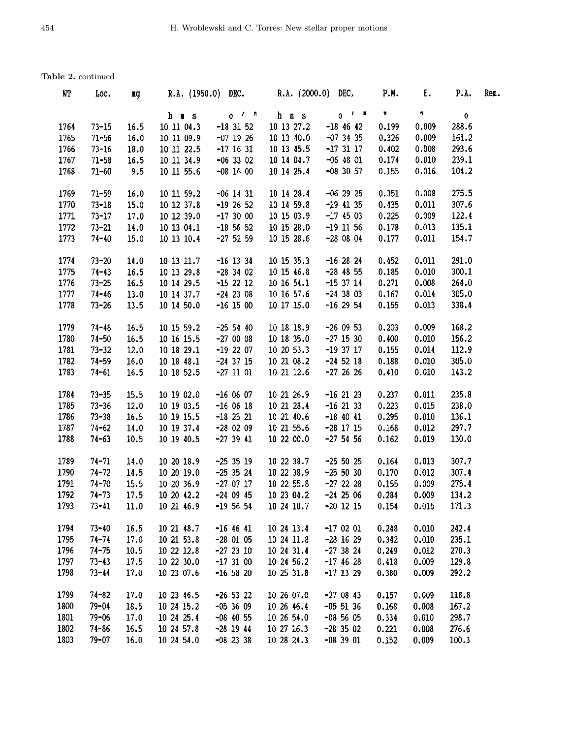**Table 2.** continued

| WT | Loc. | mg | R.A. (1950.0) | DEC. | R.A. (2000.0) | DEC. | P.M. | E. | P.A. | Rem. |
|---|---|---|---|---|---|---|---|---|---|---|
| | | | h m s | ° ′ ″ | h m s | ° ′ ″ | ″ | ″ | ° | |
| 1764 | 73-15 | 16.5 | 10 11 04.3 | -18 31 52 | 10 13 27.2 | -18 46 42 | 0.199 | 0.009 | 288.6 | |
| 1765 | 71-56 | 16.0 | 10 11 09.9 | -07 19 26 | 10 13 40.0 | -07 34 35 | 0.326 | 0.009 | 161.2 | |
| 1766 | 73-16 | 18.0 | 10 11 22.5 | -17 16 31 | 10 13 45.5 | -17 31 17 | 0.402 | 0.008 | 293.6 | |
| 1767 | 71-58 | 16.5 | 10 11 34.9 | -06 33 02 | 10 14 04.7 | -06 48 01 | 0.174 | 0.010 | 239.1 | |
| 1768 | 71-60 | 9.5 | 10 11 55.6 | -08 16 00 | 10 14 25.4 | -08 30 57 | 0.155 | 0.016 | 104.2 | |
| 1769 | 71-59 | 16.0 | 10 11 59.2 | -06 14 31 | 10 14 28.4 | -06 29 25 | 0.351 | 0.008 | 275.5 | |
| 1770 | 73-18 | 15.0 | 10 12 37.8 | -19 26 52 | 10 14 59.8 | -19 41 35 | 0.435 | 0.011 | 307.6 | |
| 1771 | 73-17 | 17.0 | 10 12 39.0 | -17 30 00 | 10 15 03.9 | -17 45 03 | 0.225 | 0.009 | 122.4 | |
| 1772 | 73-21 | 14.0 | 10 13 04.1 | -18 56 52 | 10 15 28.0 | -19 11 56 | 0.178 | 0.013 | 135.1 | |
| 1773 | 74-40 | 15.0 | 10 13 10.4 | -27 52 59 | 10 15 28.6 | -28 08 04 | 0.177 | 0.011 | 154.7 | |
| 1774 | 73-20 | 14.0 | 10 13 11.7 | -16 13 34 | 10 15 35.3 | -16 28 24 | 0.452 | 0.011 | 291.0 | |
| 1775 | 74-43 | 16.5 | 10 13 29.8 | -28 34 02 | 10 15 46.8 | -28 48 55 | 0.185 | 0.010 | 300,1 | |
| 1776 | 73-25 | 16.5 | 10 14 29.5 | -15 22 12 | 10 16 54.1 | -15 37 14 | 0.271 | 0.008 | 264.0 | |
| 1777 | 74-46 | 13.0 | 10 14 37.7 | -24 23 08 | 10 16 57.6 | -24 38 03 | 0.167 | 0.014 | 305.0 | |
| 1778 | 73-26 | 13.5 | 10 14 50.0 | -16 15 00 | 10 17 15.0 | -16 29 54 | 0.155 | 0.013 | 338.4 | |
| 1779 | 74-48 | 16.5 | 10 15 59.2 | -25 54 40 | 10 18 18.9 | -26 09 53 | 0.203 | 0.009 | 168.2 | |
| 1780 | 74-50 | 16.5 | 10 16 15.5 | -27 00 08 | 10 18 35.0 | -27 15 30 | 0.400 | 0.010 | 156.2 | |
| 1781 | 73-32 | 12.0 | 10 18 29.1 | -19 22 07 | 10 20 53.3 | -19 37 17 | 0.155 | 0.014 | 112.9 | |
| 1782 | 74-59 | 16.0 | 10 18 48.1 | -24 37 15 | 10 21 08.2 | -24 52 18 | 0.188 | 0.010 | 305.0 | |
| 1783 | 74-61 | 16.5 | 10 18 52.5 | -27 11 01 | 10 21 12.6 | -27 26 26 | 0.410 | 0.010 | 143.2 | |
| 1784 | 73-35 | 15.5 | 10 19 02.0 | -16 06 07 | 10 21 26.9 | -16 21 23 | 0.237 | 0.011 | 235.8 | |
| 1785 | 73-36 | 12.0 | 10 19 03.5 | -16 06 18 | 10 21 28.4 | -16 21 33 | 0.223 | 0.015 | 238.0 | |
| 1786 | 73-38 | 16.5 | 10 19 15.5 | -18 25 21 | 10 21 40.6 | -18 40 41 | 0.295 | 0.010 | 136.1 | |
| 1787 | 74-62 | 14.0 | 10 19 37.4 | -28 02 09 | 10 21 55.6 | -28 17 15 | 0.168 | 0.012 | 297.7 | |
| 1788 | 74-63 | 10.5 | 10 19 40.5 | -27 39 41 | 10 22 00.0 | -27 54 56 | 0.162 | 0.019 | 130.0 | |
| 1789 | 74-71 | 14.0 | 10 20 18.9 | -25 35 19 | 10 22 38.7 | -25 50 25 | 0.164 | 0.013 | 307.7 | |
| 1790 | 74-72 | 14.5 | 10 20 19.0 | -25 35 24 | 10 22 38.9 | -25 50 30 | 0.170 | 0.012 | 307.4 | |
| 1791 | 74-70 | 15.5 | 10 20 36.9 | -27 07 17 | 10 22 55.8 | -27 22 28 | 0.155 | 0.009 | 275.4 | |
| 1792 | 74-73 | 17.5 | 10 20 42.2 | -24 09 45 | 10 23 04.2 | -24 25 06 | 0.284 | 0.009 | 134.2 | |
| 1793 | 73-41 | 11.0 | 10 21 46.9 | -19 56 54 | 10 24 10.7 | -20 12 15 | 0.154 | 0.015 | 171.3 | |
| 1794 | 73-40 | 16.5 | 10 21 48.7 | -16 46 41 | 10 24 13.4 | -17 02 01 | 0.248 | 0.010 | 242.4 | |
| 1795 | 74-74 | 17.0 | 10 21 53.8 | -28 01 05 | 10 24 11.8 | -28 16 29 | 0.342 | 0.010 | 235.1 | |
| 1796 | 74-75 | 10.5 | 10 22 12.8 | -27 23 10 | 10 24 31.4 | -27 38 24 | 0.249 | 0.012 | 270.3 | |
| 1797 | 73-43 | 17.5 | 10 22 30.0 | -17 31 00 | 10 24 56.2 | -17 46 28 | 0.418 | 0.009 | 129.8 | |
| 1798 | 73-44 | 17.0 | 10 23 07.6 | -16 58 20 | 10 25 31.8 | -17 13 29 | 0.380 | 0.009 | 292.2 | |
| 1799 | 74-82 | 17.0 | 10 23 46.5 | -26 53 22 | 10 26 07.0 | -27 08 43 | 0.157 | 0.009 | 118.8 | |
| 1800 | 79-04 | 18.5 | 10 24 15.2 | -05 36 09 | 10 26 46.4 | -05 51 36 | 0.168 | 0.008 | 167.2 | |
| 1801 | 79-06 | 17.0 | 10 24 25.4 | -08 40 55 | 10 26 54.0 | -08 56 05 | 0.334 | 0.010 | 298.7 | |
| 1802 | 74-86 | 16.5 | 10 24 57.8 | -28 19 44 | 10 27 16.3 | -28 35 02 | 0.221 | 0.008 | 276.6 | |
| 1803 | 79-07 | 16.0 | 10 24 54.0 | -08 23 38 | 10 28 24.3 | -08 39 01 | 0.152 | 0.009 | 100.3 | |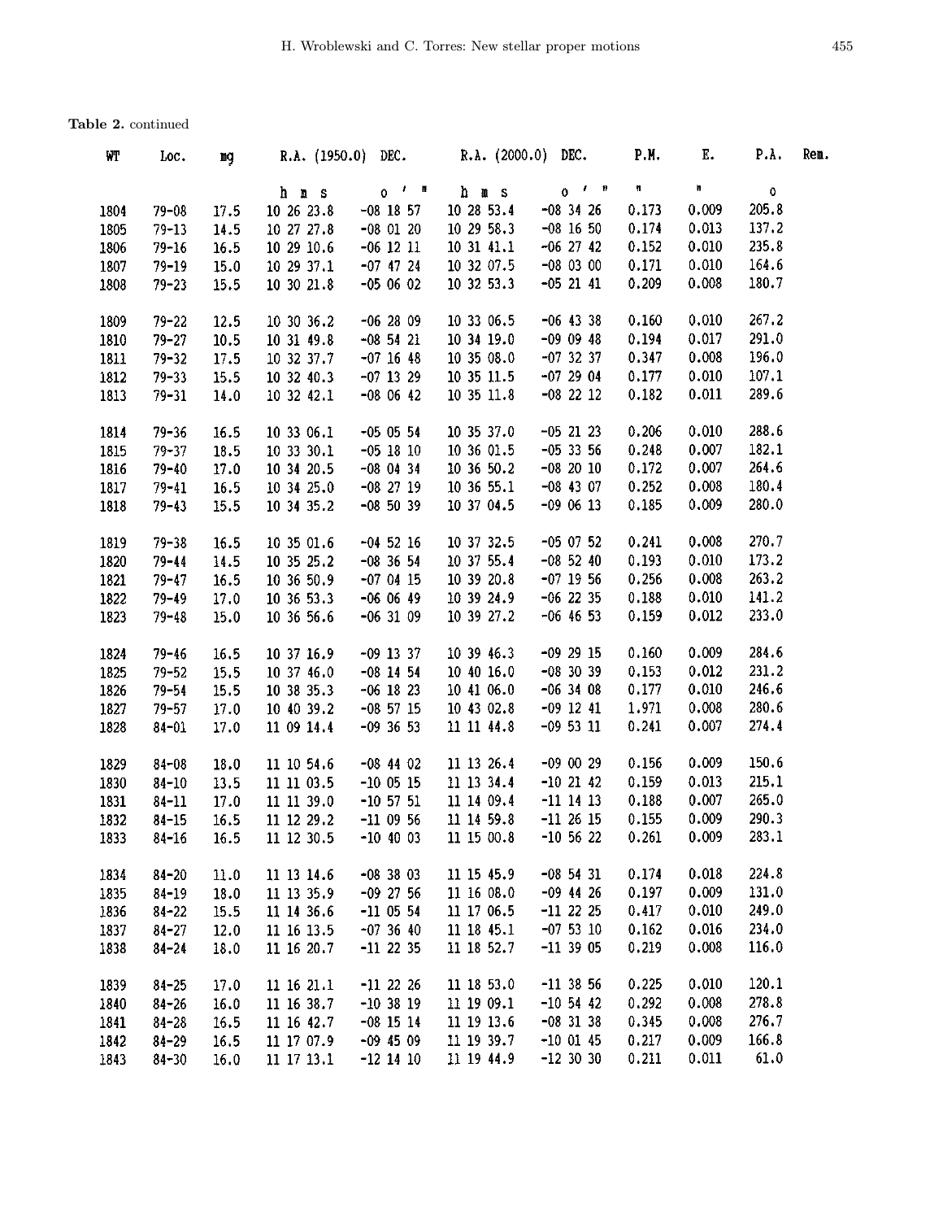**Table 2.** continued

| WT | Loc. | mg | R.A. (1950.0) | DEC. | R.A. (2000.0) | DEC. | P.M. | E. | P.A. | Rem. |
|---|---|---|---|---|---|---|---|---|---|---|
| | | | h m s | ° ′ ″ | h m s | ° ′ ″ | ″ | ″ | ° | |
| 1804 | 79-08 | 17.5 | 10 26 23.8 | -08 18 57 | 10 28 53.4 | -08 34 26 | 0.173 | 0.009 | 205.8 | |
| 1805 | 79-13 | 14.5 | 10 27 27.8 | -08 01 20 | 10 29 58.3 | -08 16 50 | 0.174 | 0.013 | 137.2 | |
| 1806 | 79-16 | 16.5 | 10 29 10.6 | -06 12 11 | 10 31 41.1 | -06 27 42 | 0.152 | 0.010 | 235.8 | |
| 1807 | 79-19 | 15.0 | 10 29 37.1 | -07 47 24 | 10 32 07.5 | -08 03 00 | 0.171 | 0.010 | 164.6 | |
| 1808 | 79-23 | 15.5 | 10 30 21.8 | -05 06 02 | 10 32 53.3 | -05 21 41 | 0.209 | 0.008 | 180.7 | |
| 1809 | 79-22 | 12.5 | 10 30 36.2 | -06 28 09 | 10 33 06.5 | -06 43 38 | 0.160 | 0.010 | 267.2 | |
| 1810 | 79-27 | 10.5 | 10 31 49.8 | -08 54 21 | 10 34 19.0 | -09 09 48 | 0.194 | 0.017 | 291.0 | |
| 1811 | 79-32 | 17.5 | 10 32 37.7 | -07 16 48 | 10 35 08.0 | -07 32 37 | 0.347 | 0.008 | 196.0 | |
| 1812 | 79-33 | 15.5 | 10 32 40.3 | -07 13 29 | 10 35 11.5 | -07 29 04 | 0.177 | 0.010 | 107.1 | |
| 1813 | 79-31 | 14.0 | 10 32 42.1 | -08 06 42 | 10 35 11.8 | -08 22 12 | 0.182 | 0.011 | 289.6 | |
| 1814 | 79-36 | 16.5 | 10 33 06.1 | -05 05 54 | 10 35 37.0 | -05 21 23 | 0.206 | 0.010 | 288.6 | |
| 1815 | 79-37 | 18.5 | 10 33 30.1 | -05 18 10 | 10 36 01.5 | -05 33 56 | 0.248 | 0.007 | 182.1 | |
| 1816 | 79-40 | 17.0 | 10 34 20.5 | -08 04 34 | 10 36 50.2 | -08 20 10 | 0.172 | 0.007 | 264.6 | |
| 1817 | 79-41 | 16.5 | 10 34 25.0 | -08 27 19 | 10 36 55.1 | -08 43 07 | 0.252 | 0.008 | 180.4 | |
| 1818 | 79-43 | 15.5 | 10 34 35.2 | -08 50 39 | 10 37 04.5 | -09 06 13 | 0.185 | 0.009 | 280.0 | |
| 1819 | 79-38 | 16.5 | 10 35 01.6 | -04 52 16 | 10 37 32.5 | -05 07 52 | 0.241 | 0.008 | 270.7 | |
| 1820 | 79-44 | 14.5 | 10 35 25.2 | -08 36 54 | 10 37 55.4 | -08 52 40 | 0.193 | 0.010 | 173.2 | |
| 1821 | 79-47 | 16.5 | 10 36 50.9 | -07 04 15 | 10 39 20.8 | -07 19 56 | 0.256 | 0.008 | 263.2 | |
| 1822 | 79-49 | 17.0 | 10 36 53.3 | -06 06 49 | 10 39 24.9 | -06 22 35 | 0.188 | 0.010 | 141.2 | |
| 1823 | 79-48 | 15.0 | 10 36 56.6 | -06 31 09 | 10 39 27.2 | -06 46 53 | 0.159 | 0.012 | 233.0 | |
| 1824 | 79-46 | 16.5 | 10 37 16.9 | -09 13 37 | 10 39 46.3 | -09 29 15 | 0.160 | 0.009 | 284.6 | |
| 1825 | 79-52 | 15.5 | 10 37 46.0 | -08 14 54 | 10 40 16.0 | -08 30 39 | 0.153 | 0.012 | 231.2 | |
| 1826 | 79-54 | 15.5 | 10 38 35.3 | -06 18 23 | 10 41 06.0 | -06 34 08 | 0.177 | 0.010 | 246.6 | |
| 1827 | 79-57 | 17.0 | 10 40 39.2 | -08 57 15 | 10 43 02.8 | -09 12 41 | 1.971 | 0.008 | 280.6 | |
| 1828 | 84-01 | 17.0 | 11 09 14.4 | -09 36 53 | 11 11 44.8 | -09 53 11 | 0.241 | 0.007 | 274.4 | |
| 1829 | 84-08 | 18.0 | 11 10 54.6 | -08 44 02 | 11 13 26.4 | -09 00 29 | 0.156 | 0.009 | 150.6 | |
| 1830 | 84-10 | 13.5 | 11 11 03.5 | -10 05 15 | 11 13 34.4 | -10 21 42 | 0.159 | 0.013 | 215.1 | |
| 1831 | 84-11 | 17.0 | 11 11 39.0 | -10 57 51 | 11 14 09.4 | -11 14 13 | 0.188 | 0.007 | 265.0 | |
| 1832 | 84-15 | 16.5 | 11 12 29.2 | -11 09 56 | 11 14 59.8 | -11 26 15 | 0.155 | 0.009 | 290.3 | |
| 1833 | 84-16 | 16.5 | 11 12 30.5 | -10 40 03 | 11 15 00.8 | -10 56 22 | 0.261 | 0.009 | 283.1 | |
| 1834 | 84-20 | 11.0 | 11 13 14.6 | -08 38 03 | 11 15 45.9 | -08 54 31 | 0.174 | 0.018 | 224.8 | |
| 1835 | 84-19 | 18.0 | 11 13 35.9 | -09 27 56 | 11 16 08.0 | -09 44 26 | 0.197 | 0.009 | 131.0 | |
| 1836 | 84-22 | 15.5 | 11 14 36.6 | -11 05 54 | 11 17 06.5 | -11 22 25 | 0.417 | 0.010 | 249.0 | |
| 1837 | 84-27 | 12.0 | 11 16 13.5 | -07 36 40 | 11 18 45.1 | -07 53 10 | 0.162 | 0.016 | 234.0 | |
| 1838 | 84-24 | 18.0 | 11 16 20.7 | -11 22 35 | 11 18 52.7 | -11 39 05 | 0.219 | 0.008 | 116.0 | |
| 1839 | 84-25 | 17.0 | 11 16 21.1 | -11 22 26 | 11 18 53.0 | -11 38 56 | 0.225 | 0.010 | 120.1 | |
| 1840 | 84-26 | 16.0 | 11 16 38.7 | -10 38 19 | 11 19 09.1 | -10 54 42 | 0.292 | 0.008 | 278.8 | |
| 1841 | 84-28 | 16.5 | 11 16 42.7 | -08 15 14 | 11 19 13.6 | -08 31 38 | 0.345 | 0.008 | 276.7 | |
| 1842 | 84-29 | 16.5 | 11 17 07.9 | -09 45 09 | 11 19 39.7 | -10 01 45 | 0.217 | 0.009 | 166.8 | |
| 1843 | 84-30 | 16.0 | 11 17 13.1 | -12 14 10 | 11 19 44.9 | -12 30 30 | 0.211 | 0.011 | 61.0 | |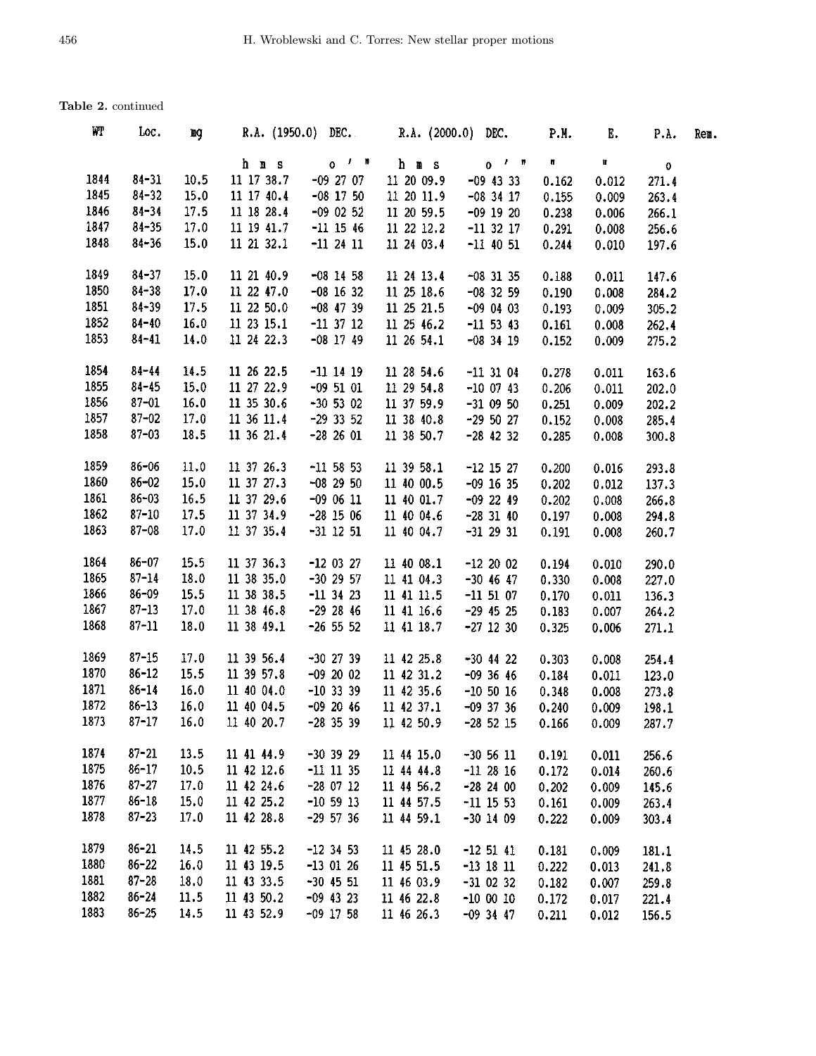**Table 2.** continued

| WT | Loc. | mg | R.A. (1950.0) | DEC. | R.A. (2000.0) | DEC. | P.M. | E. | P.A. | Rem. |
|---|---|---|---|---|---|---|---|---|---|---|
| | | | h m s | ° ′ ″ | h m s | ° ′ ″ | ″ | ″ | ° | |
| 1844 | 84-31 | 10.5 | 11 17 38.7 | -09 27 07 | 11 20 09.9 | -09 43 33 | 0.162 | 0.012 | 271.4 | |
| 1845 | 84-32 | 15.0 | 11 17 40.4 | -08 17 50 | 11 20 11.9 | -08 34 17 | 0.155 | 0.009 | 263.4 | |
| 1846 | 84-34 | 17.5 | 11 18 28.4 | -09 02 52 | 11 20 59.5 | -09 19 20 | 0.238 | 0.006 | 266.1 | |
| 1847 | 84-35 | 17.0 | 11 19 41.7 | -11 15 46 | 11 22 12.2 | -11 32 17 | 0.291 | 0.008 | 256.6 | |
| 1848 | 84-36 | 15.0 | 11 21 32.1 | -11 24 11 | 11 24 03.4 | -11 40 51 | 0.244 | 0.010 | 197.6 | |
| 1849 | 84-37 | 15.0 | 11 21 40.9 | -08 14 58 | 11 24 13.4 | -08 31 35 | 0.188 | 0.011 | 147.6 | |
| 1850 | 84-38 | 17.0 | 11 22 47.0 | -08 16 32 | 11 25 18.6 | -08 32 59 | 0.190 | 0.008 | 284.2 | |
| 1851 | 84-39 | 17.5 | 11 22 50.0 | -08 47 39 | 11 25 21.5 | -09 04 03 | 0.193 | 0.009 | 305.2 | |
| 1852 | 84-40 | 16.0 | 11 23 15.1 | -11 37 12 | 11 25 46.2 | -11 53 43 | 0.161 | 0.008 | 262.4 | |
| 1853 | 84-41 | 14.0 | 11 24 22.3 | -08 17 49 | 11 26 54.1 | -08 34 19 | 0.152 | 0.009 | 275.2 | |
| 1854 | 84-44 | 14.5 | 11 26 22.5 | -11 14 19 | 11 28 54.6 | -11 31 04 | 0.278 | 0.011 | 163.6 | |
| 1855 | 84-45 | 15.0 | 11 27 22.9 | -09 51 01 | 11 29 54.8 | -10 07 43 | 0.206 | 0.011 | 202.0 | |
| 1856 | 87-01 | 16.0 | 11 35 30.6 | -30 53 02 | 11 37 59.9 | -31 09 50 | 0.251 | 0.009 | 202.2 | |
| 1857 | 87-02 | 17.0 | 11 36 11.4 | -29 33 52 | 11 38 40.8 | -29 50 27 | 0.152 | 0.008 | 285.4 | |
| 1858 | 87-03 | 18.5 | 11 36 21.4 | -28 26 01 | 11 38 50.7 | -28 42 32 | 0.285 | 0.008 | 300.8 | |
| 1859 | 86-06 | 11.0 | 11 37 26.3 | -11 58 53 | 11 39 58.1 | -12 15 27 | 0.200 | 0.016 | 293.8 | |
| 1860 | 86-02 | 15.0 | 11 37 27.3 | -08 29 50 | 11 40 00.5 | -09 16 35 | 0.202 | 0.012 | 137.3 | |
| 1861 | 86-03 | 16.5 | 11 37 29.6 | -09 06 11 | 11 40 01.7 | -09 22 49 | 0.202 | 0.008 | 266.8 | |
| 1862 | 87-10 | 17.5 | 11 37 34.9 | -28 15 06 | 11 40 04.6 | -28 31 40 | 0.197 | 0.008 | 294.8 | |
| 1863 | 87-08 | 17.0 | 11 37 35.4 | -31 12 51 | 11 40 04.7 | -31 29 31 | 0.191 | 0.008 | 260.7 | |
| 1864 | 86-07 | 15.5 | 11 37 36.3 | -12 03 27 | 11 40 08.1 | -12 20 02 | 0.194 | 0.010 | 290.0 | |
| 1865 | 87-14 | 18.0 | 11 38 35.0 | -30 29 57 | 11 41 04.3 | -30 46 47 | 0.330 | 0.008 | 227.0 | |
| 1866 | 86-09 | 15.5 | 11 38 38.5 | -11 34 23 | 11 41 11.5 | -11 51 07 | 0.170 | 0.011 | 136.3 | |
| 1867 | 87-13 | 17.0 | 11 38 46.8 | -29 28 46 | 11 41 16.6 | -29 45 25 | 0.183 | 0.007 | 264.2 | |
| 1868 | 87-11 | 18.0 | 11 38 49.1 | -26 55 52 | 11 41 18.7 | -27 12 30 | 0.325 | 0.006 | 271.1 | |
| 1869 | 87-15 | 17.0 | 11 39 56.4 | -30 27 39 | 11 42 25.8 | -30 44 22 | 0.303 | 0.008 | 254.4 | |
| 1870 | 86-12 | 15.5 | 11 39 57.8 | -09 20 02 | 11 42 31.2 | -09 36 46 | 0.184 | 0.011 | 123.0 | |
| 1871 | 86-14 | 16.0 | 11 40 04.0 | -10 33 39 | 11 42 35.6 | -10 50 16 | 0.348 | 0.008 | 273.8 | |
| 1872 | 86-13 | 16.0 | 11 40 04.5 | -09 20 46 | 11 42 37.1 | -09 37 36 | 0.240 | 0.009 | 198.1 | |
| 1873 | 87-17 | 16.0 | 11 40 20.7 | -28 35 39 | 11 42 50.9 | -28 52 15 | 0.166 | 0.009 | 287.7 | |
| 1874 | 87-21 | 13.5 | 11 41 44.9 | -30 39 29 | 11 44 15.0 | -30 56 11 | 0.191 | 0.011 | 256.6 | |
| 1875 | 86-17 | 10.5 | 11 42 12.6 | -11 11 35 | 11 44 44.8 | -11 28 16 | 0.172 | 0.014 | 260.6 | |
| 1876 | 87-27 | 17.0 | 11 42 24.6 | -28 07 12 | 11 44 56.2 | -28 24 00 | 0.202 | 0.009 | 145.6 | |
| 1877 | 86-18 | 15.0 | 11 42 25.2 | -10 59 13 | 11 44 57.5 | -11 15 53 | 0.161 | 0.009 | 263.4 | |
| 1878 | 87-23 | 17.0 | 11 42 28.8 | -29 57 36 | 11 44 59.1 | -30 14 09 | 0.222 | 0.009 | 303.4 | |
| 1879 | 86-21 | 14.5 | 11 42 55.2 | -12 34 53 | 11 45 28.0 | -12 51 41 | 0.181 | 0.009 | 181.1 | |
| 1880 | 86-22 | 16.0 | 11 43 19.5 | -13 01 26 | 11 45 51.5 | -13 18 11 | 0.222 | 0.013 | 241.8 | |
| 1881 | 87-28 | 18.0 | 11 43 33.5 | -30 45 51 | 11 46 03.9 | -31 02 32 | 0.182 | 0.007 | 259.8 | |
| 1882 | 86-24 | 11.5 | 11 43 50.2 | -09 43 23 | 11 46 22.8 | -10 00 10 | 0.172 | 0.017 | 221.4 | |
| 1883 | 86-25 | 14.5 | 11 43 52.9 | -09 17 58 | 11 46 26.3 | -09 34 47 | 0.211 | 0.012 | 156.5 | |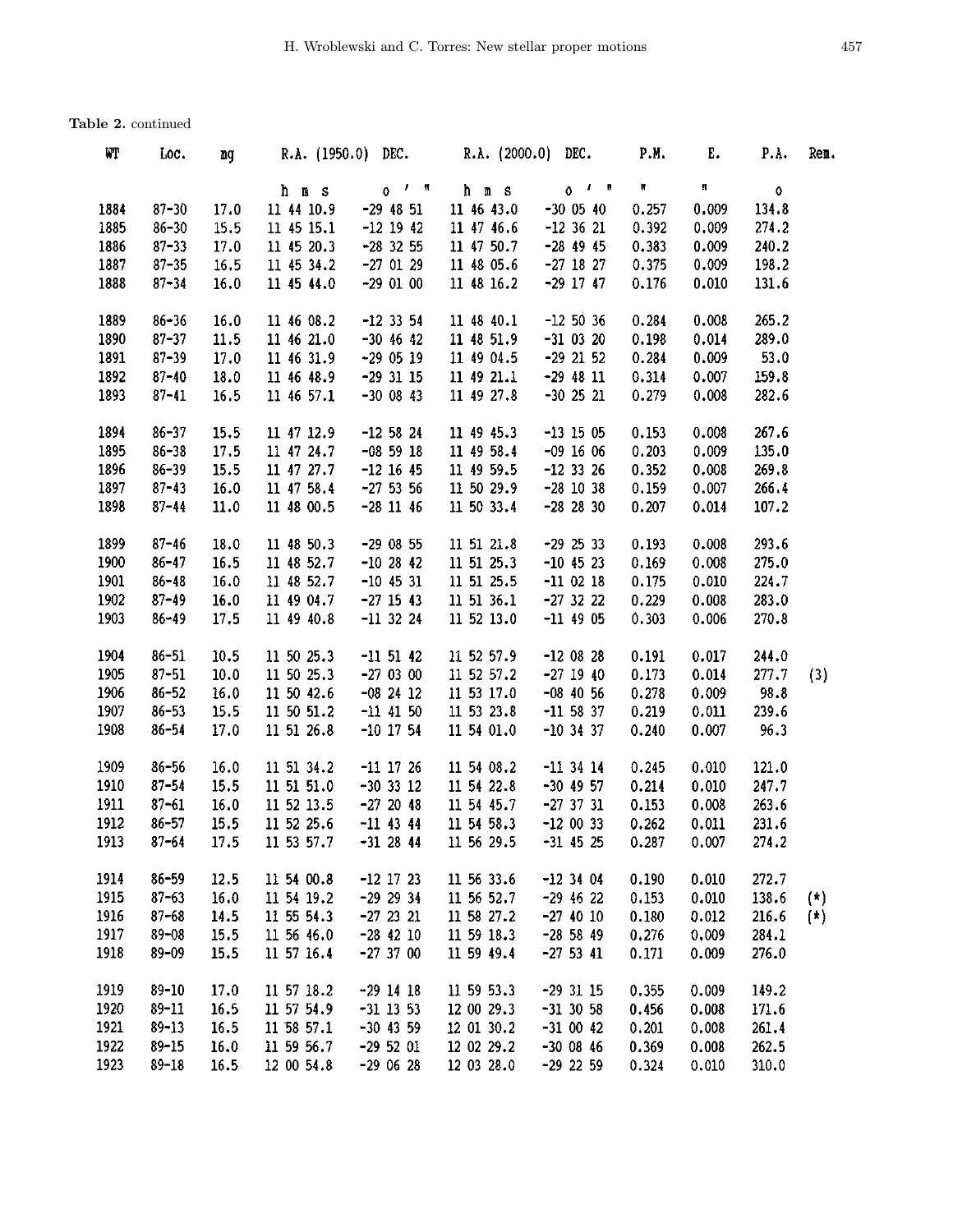**Table 2.** continued

| WT | Loc. | mg | R.A. (1950.0) | DEC. | R.A. (2000.0) | DEC. | P.M. | E. | P.A. | Rem. |
|---|---|---|---|---|---|---|---|---|---|---|
| | | | h m s | ° ′ ″ | h m s | ° ′ ″ | ″ | ″ | ° | |
| 1884 | 87-30 | 17.0 | 11 44 10.9 | -29 48 51 | 11 46 43.0 | -30 05 40 | 0.257 | 0.009 | 134.8 | |
| 1885 | 86-30 | 15.5 | 11 45 15.1 | -12 19 42 | 11 47 46.6 | -12 36 21 | 0.392 | 0.009 | 274.2 | |
| 1886 | 87-33 | 17.0 | 11 45 20.3 | -28 32 55 | 11 47 50.7 | -28 49 45 | 0.383 | 0.009 | 240.2 | |
| 1887 | 87-35 | 16.5 | 11 45 34.2 | -27 01 29 | 11 48 05.6 | -27 18 27 | 0.375 | 0.009 | 198.2 | |
| 1888 | 87-34 | 16.0 | 11 45 44.0 | -29 01 00 | 11 48 16.2 | -29 17 47 | 0.176 | 0.010 | 131.6 | |
| 1889 | 86-36 | 16.0 | 11 46 08.2 | -12 33 54 | 11 48 40.1 | -12 50 36 | 0.284 | 0.008 | 265.2 | |
| 1890 | 87-37 | 11.5 | 11 46 21.0 | -30 46 42 | 11 48 51.9 | -31 03 20 | 0.198 | 0.014 | 289.0 | |
| 1891 | 87-39 | 17.0 | 11 46 31.9 | -29 05 19 | 11 49 04.5 | -29 21 52 | 0.284 | 0.009 | 53.0 | |
| 1892 | 87-40 | 18.0 | 11 46 48.9 | -29 31 15 | 11 49 21.1 | -29 48 11 | 0.314 | 0.007 | 159.8 | |
| 1893 | 87-41 | 16.5 | 11 46 57.1 | -30 08 43 | 11 49 27.8 | -30 25 21 | 0.279 | 0.008 | 282.6 | |
| 1894 | 86-37 | 15.5 | 11 47 12.9 | -12 58 24 | 11 49 45.3 | -13 15 05 | 0.153 | 0.008 | 267.6 | |
| 1895 | 86-38 | 17.5 | 11 47 24.7 | -08 59 18 | 11 49 58.4 | -09 16 06 | 0.203 | 0.009 | 135.0 | |
| 1896 | 86-39 | 15.5 | 11 47 27.7 | -12 16 45 | 11 49 59.5 | -12 33 26 | 0.352 | 0.008 | 269.8 | |
| 1897 | 87-43 | 16.0 | 11 47 58.4 | -27 53 56 | 11 50 29.9 | -28 10 38 | 0.159 | 0.007 | 266.4 | |
| 1898 | 87-44 | 11.0 | 11 48 00.5 | -28 11 46 | 11 50 33.4 | -28 28 30 | 0.207 | 0.014 | 107.2 | |
| 1899 | 87-46 | 18.0 | 11 48 50.3 | -29 08 55 | 11 51 21.8 | -29 25 33 | 0.193 | 0.008 | 293.6 | |
| 1900 | 86-47 | 16.5 | 11 48 52.7 | -10 28 42 | 11 51 25.3 | -10 45 23 | 0.169 | 0.008 | 275.0 | |
| 1901 | 86-48 | 16.0 | 11 48 52.7 | -10 45 31 | 11 51 25.5 | -11 02 18 | 0.175 | 0.010 | 224.7 | |
| 1902 | 87-49 | 16.0 | 11 49 04.7 | -27 15 43 | 11 51 36.1 | -27 32 22 | 0.229 | 0.008 | 283.0 | |
| 1903 | 86-49 | 17.5 | 11 49 40.8 | -11 32 24 | 11 52 13.0 | -11 49 05 | 0.303 | 0.006 | 270.8 | |
| 1904 | 86-51 | 10.5 | 11 50 25.3 | -11 51 42 | 11 52 57.9 | -12 08 28 | 0.191 | 0.017 | 244.0 | |
| 1905 | 87-51 | 10.0 | 11 50 25.3 | -27 03 00 | 11 52 57.2 | -27 19 40 | 0.173 | 0.014 | 277.7 | (3) |
| 1906 | 86-52 | 16.0 | 11 50 42.6 | -08 24 12 | 11 53 17.0 | -08 40 56 | 0.278 | 0.009 | 98.8 | |
| 1907 | 86-53 | 15.5 | 11 50 51.2 | -11 41 50 | 11 53 23.8 | -11 58 37 | 0.219 | 0.011 | 239.6 | |
| 1908 | 86-54 | 17.0 | 11 51 26.8 | -10 17 54 | 11 54 01.0 | -10 34 37 | 0.240 | 0.007 | 96.3 | |
| 1909 | 86-56 | 16.0 | 11 51 34.2 | -11 17 26 | 11 54 08.2 | -11 34 14 | 0.245 | 0.010 | 121.0 | |
| 1910 | 87-54 | 15.5 | 11 51 51.0 | -30 33 12 | 11 54 22.8 | -30 49 57 | 0.214 | 0.010 | 247.7 | |
| 1911 | 87-61 | 16.0 | 11 52 13.5 | -27 20 48 | 11 54 45.7 | -27 37 31 | 0.153 | 0.008 | 263.6 | |
| 1912 | 86-57 | 15.5 | 11 52 25.6 | -11 43 44 | 11 54 58.3 | -12 00 33 | 0.262 | 0.011 | 231.6 | |
| 1913 | 87-64 | 17.5 | 11 53 57.7 | -31 28 44 | 11 56 29.5 | -31 45 25 | 0.287 | 0.007 | 274.2 | |
| 1914 | 86-59 | 12.5 | 11 54 00.8 | -12 17 23 | 11 56 33.6 | -12 34 04 | 0.190 | 0.010 | 272.7 | |
| 1915 | 87-63 | 16.0 | 11 54 19.2 | -29 29 34 | 11 56 52.7 | -29 46 22 | 0.153 | 0.010 | 138.6 | (*) |
| 1916 | 87-68 | 14.5 | 11 55 54.3 | -27 23 21 | 11 58 27.2 | -27 40 10 | 0.180 | 0.012 | 216.6 | (*) |
| 1917 | 89-08 | 15.5 | 11 56 46.0 | -28 42 10 | 11 59 18.3 | -28 58 49 | 0.276 | 0.009 | 284.1 | |
| 1918 | 89-09 | 15.5 | 11 57 16.4 | -27 37 00 | 11 59 49.4 | -27 53 41 | 0.171 | 0.009 | 276.0 | |
| 1919 | 89-10 | 17.0 | 11 57 18.2 | -29 14 18 | 11 59 53.3 | -29 31 15 | 0.355 | 0.009 | 149.2 | |
| 1920 | 89-11 | 16.5 | 11 57 54.9 | -31 13 53 | 12 00 29.3 | -31 30 58 | 0.456 | 0.008 | 171.6 | |
| 1921 | 89-13 | 16.5 | 11 58 57.1 | -30 43 59 | 12 01 30.2 | -31 00 42 | 0.201 | 0.008 | 261.4 | |
| 1922 | 89-15 | 16.0 | 11 59 56.7 | -29 52 01 | 12 02 29.2 | -30 08 46 | 0.369 | 0.008 | 262.5 | |
| 1923 | 89-18 | 16.5 | 12 00 54.8 | -29 06 28 | 12 03 28.0 | -29 22 59 | 0.324 | 0.010 | 310.0 | |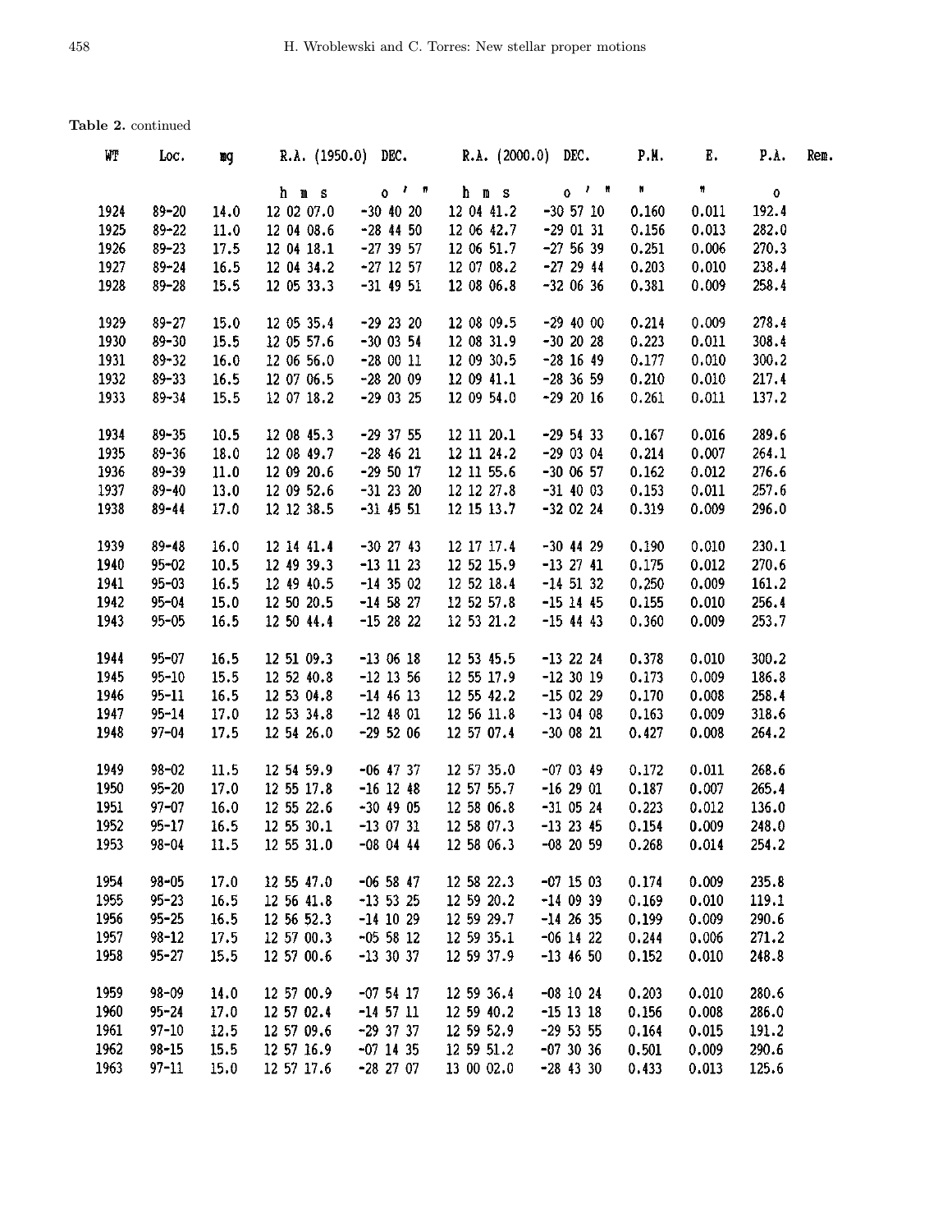**Table 2.** continued

| WT | Loc. | mg | R.A. (1950.0) | DEC. | R.A. (2000.0) | DEC. | P.M. | E. | P.A. | Rem. |
|---|---|---|---|---|---|---|---|---|---|---|
| | | | h m s | ° ′ ″ | h m s | ° ′ ″ | ″ | ″ | ° | |
| 1924 | 89-20 | 14.0 | 12 02 07.0 | -30 40 20 | 12 04 41.2 | -30 57 10 | 0.160 | 0.011 | 192.4 | |
| 1925 | 89-22 | 11.0 | 12 04 08.6 | -28 44 50 | 12 06 42.7 | -29 01 31 | 0.156 | 0.013 | 282.0 | |
| 1926 | 89-23 | 17.5 | 12 04 18.1 | -27 39 57 | 12 06 51.7 | -27 56 39 | 0.251 | 0.006 | 270.3 | |
| 1927 | 89-24 | 16.5 | 12 04 34.2 | -27 12 57 | 12 07 08.2 | -27 29 44 | 0.203 | 0.010 | 238.4 | |
| 1928 | 89-28 | 15.5 | 12 05 33.3 | -31 49 51 | 12 08 06.8 | -32 06 36 | 0.381 | 0.009 | 258.4 | |
| 1929 | 89-27 | 15.0 | 12 05 35.4 | -29 23 20 | 12 08 09.5 | -29 40 00 | 0.214 | 0.009 | 278.4 | |
| 1930 | 89-30 | 15.5 | 12 05 57.6 | -30 03 54 | 12 08 31.9 | -30 20 28 | 0.223 | 0.011 | 308.4 | |
| 1931 | 89-32 | 16.0 | 12 06 56.0 | -28 00 11 | 12 09 30.5 | -28 16 49 | 0.177 | 0.010 | 300.2 | |
| 1932 | 89-33 | 16.5 | 12 07 06.5 | -28 20 09 | 12 09 41.1 | -28 36 59 | 0.210 | 0.010 | 217.4 | |
| 1933 | 89-34 | 15.5 | 12 07 18.2 | -29 03 25 | 12 09 54.0 | -29 20 16 | 0.261 | 0.011 | 137.2 | |
| 1934 | 89-35 | 10.5 | 12 08 45.3 | -29 37 55 | 12 11 20.1 | -29 54 33 | 0.167 | 0.016 | 289.6 | |
| 1935 | 89-36 | 18.0 | 12 08 49.7 | -28 46 21 | 12 11 24.2 | -29 03 04 | 0.214 | 0.007 | 264.1 | |
| 1936 | 89-39 | 11.0 | 12 09 20.6 | -29 50 17 | 12 11 55.6 | -30 06 57 | 0.162 | 0.012 | 276.6 | |
| 1937 | 89-40 | 13.0 | 12 09 52.6 | -31 23 20 | 12 12 27.8 | -31 40 03 | 0.153 | 0.011 | 257.6 | |
| 1938 | 89-44 | 17.0 | 12 12 38.5 | -31 45 51 | 12 15 13.7 | -32 02 24 | 0.319 | 0.009 | 296.0 | |
| 1939 | 89-48 | 16.0 | 12 14 41.4 | -30 27 43 | 12 17 17.4 | -30 44 29 | 0.190 | 0.010 | 230.1 | |
| 1940 | 95-02 | 10.5 | 12 49 39.3 | -13 11 23 | 12 52 15.9 | -13 27 41 | 0.175 | 0.012 | 270.6 | |
| 1941 | 95-03 | 16.5 | 12 49 40.5 | -14 35 02 | 12 52 18.4 | -14 51 32 | 0.250 | 0.009 | 161.2 | |
| 1942 | 95-04 | 15.0 | 12 50 20.5 | -14 58 27 | 12 52 57.8 | -15 14 45 | 0.155 | 0.010 | 256.4 | |
| 1943 | 95-05 | 16.5 | 12 50 44.4 | -15 28 22 | 12 53 21.2 | -15 44 43 | 0.360 | 0.009 | 253.7 | |
| 1944 | 95-07 | 16.5 | 12 51 09.3 | -13 06 18 | 12 53 45.5 | -13 22 24 | 0.378 | 0.010 | 300.2 | |
| 1945 | 95-10 | 15.5 | 12 52 40.8 | -12 13 56 | 12 55 17.9 | -12 30 19 | 0.173 | 0.009 | 186.8 | |
| 1946 | 95-11 | 16.5 | 12 53 04.8 | -14 46 13 | 12 55 42.2 | -15 02 29 | 0.170 | 0.008 | 258.4 | |
| 1947 | 95-14 | 17.0 | 12 53 34.8 | -12 48 01 | 12 56 11.8 | -13 04 08 | 0.163 | 0.009 | 318.6 | |
| 1948 | 97-04 | 17.5 | 12 54 26.0 | -29 52 06 | 12 57 07.4 | -30 08 21 | 0.427 | 0.008 | 264.2 | |
| 1949 | 98-02 | 11.5 | 12 54 59.9 | -06 47 37 | 12 57 35.0 | -07 03 49 | 0.172 | 0.011 | 268.6 | |
| 1950 | 95-20 | 17.0 | 12 55 17.8 | -16 12 48 | 12 57 55.7 | -16 29 01 | 0.187 | 0.007 | 265.4 | |
| 1951 | 97-07 | 16.0 | 12 55 22.6 | -30 49 05 | 12 58 06.8 | -31 05 24 | 0.223 | 0.012 | 136.0 | |
| 1952 | 95-17 | 16.5 | 12 55 30.1 | -13 07 31 | 12 58 07.3 | -13 23 45 | 0.154 | 0.009 | 248.0 | |
| 1953 | 98-04 | 11.5 | 12 55 31.0 | -08 04 44 | 12 58 06.3 | -08 20 59 | 0.268 | 0.014 | 254.2 | |
| 1954 | 98-05 | 17.0 | 12 55 47.0 | -06 58 47 | 12 58 22.3 | -07 15 03 | 0.174 | 0.009 | 235.8 | |
| 1955 | 95-23 | 16.5 | 12 56 41.8 | -13 53 25 | 12 59 20.2 | -14 09 39 | 0.169 | 0.010 | 119.1 | |
| 1956 | 95-25 | 16.5 | 12 56 52.3 | -14 10 29 | 12 59 29.7 | -14 26 35 | 0.199 | 0.009 | 290.6 | |
| 1957 | 98-12 | 17.5 | 12 57 00.3 | -05 58 12 | 12 59 35.1 | -06 14 22 | 0.244 | 0.006 | 271.2 | |
| 1958 | 95-27 | 15.5 | 12 57 00.6 | -13 30 37 | 12 59 37.9 | -13 46 50 | 0.152 | 0.010 | 248.8 | |
| 1959 | 98-09 | 14.0 | 12 57 00.9 | -07 54 17 | 12 59 36.4 | -08 10 24 | 0.203 | 0.010 | 280.6 | |
| 1960 | 95-24 | 17.0 | 12 57 02.4 | -14 57 11 | 12 59 40.2 | -15 13 18 | 0.156 | 0.008 | 286.0 | |
| 1961 | 97-10 | 12.5 | 12 57 09.6 | -29 37 37 | 12 59 52.9 | -29 53 55 | 0.164 | 0.015 | 191.2 | |
| 1962 | 98-15 | 15.5 | 12 57 16.9 | -07 14 35 | 12 59 51.2 | -07 30 36 | 0.501 | 0.009 | 290.6 | |
| 1963 | 97-11 | 15.0 | 12 57 17.6 | -28 27 07 | 13 00 02.0 | -28 43 30 | 0.433 | 0.013 | 125.6 | |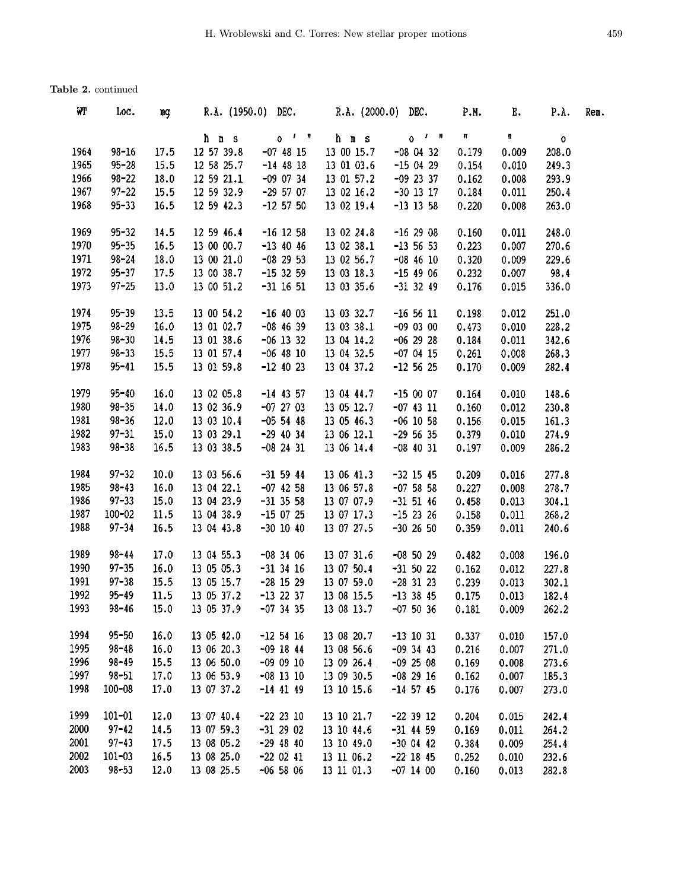**Table 2.** continued

| WT | Loc. | mg | R.A. (1950.0) | DEC. | R.A. (2000.0) | DEC. | P.M. | E. | P.A. | Rem. |
|---|---|---|---|---|---|---|---|---|---|---|
| | | | h m s | ° ′ ″ | h m s | ° ′ ″ | ″ | ″ | ° | |
| 1964 | 98-16 | 17.5 | 12 57 39.8 | -07 48 15 | 13 00 15.7 | -08 04 32 | 0.179 | 0.009 | 208.0 | |
| 1965 | 95-28 | 15.5 | 12 58 25.7 | -14 48 18 | 13 01 03.6 | -15 04 29 | 0.154 | 0.010 | 249.3 | |
| 1966 | 98-22 | 18.0 | 12 59 21.1 | -09 07 34 | 13 01 57.2 | -09 23 37 | 0.162 | 0.008 | 293.9 | |
| 1967 | 97-22 | 15.5 | 12 59 32.9 | -29 57 07 | 13 02 16.2 | -30 13 17 | 0.184 | 0.011 | 250.4 | |
| 1968 | 95-33 | 16.5 | 12 59 42.3 | -12 57 50 | 13 02 19.4 | -13 13 58 | 0.220 | 0.008 | 263.0 | |
| 1969 | 95-32 | 14.5 | 12 59 46.4 | -16 12 58 | 13 02 24.8 | -16 29 08 | 0.160 | 0.011 | 248.0 | |
| 1970 | 95-35 | 16.5 | 13 00 00.7 | -13 40 46 | 13 02 38.1 | -13 56 53 | 0.223 | 0.007 | 270.6 | |
| 1971 | 98-24 | 18.0 | 13 00 21.0 | -08 29 53 | 13 02 56.7 | -08 46 10 | 0.320 | 0.009 | 229.6 | |
| 1972 | 95-37 | 17.5 | 13 00 38.7 | -15 32 59 | 13 03 18.3 | -15 49 06 | 0.232 | 0.007 | 98.4 | |
| 1973 | 97-25 | 13.0 | 13 00 51.2 | -31 16 51 | 13 03 35.6 | -31 32 49 | 0.176 | 0.015 | 336.0 | |
| 1974 | 95-39 | 13.5 | 13 00 54.2 | -16 40 03 | 13 03 32.7 | -16 56 11 | 0.198 | 0.012 | 251.0 | |
| 1975 | 98-29 | 16.0 | 13 01 02.7 | -08 46 39 | 13 03 38.1 | -09 03 00 | 0.473 | 0.010 | 228.2 | |
| 1976 | 98-30 | 14.5 | 13 01 38.6 | -06 13 32 | 13 04 14.2 | -06 29 28 | 0.184 | 0.011 | 342.6 | |
| 1977 | 98-33 | 15.5 | 13 01 57.4 | -06 48 10 | 13 04 32.5 | -07 04 15 | 0.261 | 0.008 | 268.3 | |
| 1978 | 95-41 | 15.5 | 13 01 59.8 | -12 40 23 | 13 04 37.2 | -12 56 25 | 0.170 | 0.009 | 282.4 | |
| 1979 | 95-40 | 16.0 | 13 02 05.8 | -14 43 57 | 13 04 44.7 | -15 00 07 | 0.164 | 0.010 | 148.6 | |
| 1980 | 98-35 | 14.0 | 13 02 36.9 | -07 27 03 | 13 05 12.7 | -07 43 11 | 0.160 | 0.012 | 230.8 | |
| 1981 | 98-36 | 12.0 | 13 03 10.4 | -05 54 48 | 13 05 46.3 | -06 10 58 | 0.156 | 0.015 | 161.3 | |
| 1982 | 97-31 | 15.0 | 13 03 29.1 | -29 40 34 | 13 06 12.1 | -29 56 35 | 0.379 | 0.010 | 274.9 | |
| 1983 | 98-38 | 16.5 | 13 03 38.5 | -08 24 31 | 13 06 14.4 | -08 40 31 | 0.197 | 0.009 | 286.2 | |
| 1984 | 97-32 | 10.0 | 13 03 56.6 | -31 59 44 | 13 06 41.3 | -32 15 45 | 0.209 | 0.016 | 277.8 | |
| 1985 | 98-43 | 16.0 | 13 04 22.1 | -07 42 58 | 13 06 57.8 | -07 58 58 | 0.227 | 0.008 | 278.7 | |
| 1986 | 97-33 | 15.0 | 13 04 23.9 | -31 35 58 | 13 07 07.9 | -31 51 46 | 0.458 | 0.013 | 304.1 | |
| 1987 | 100-02 | 11.5 | 13 04 38.9 | -15 07 25 | 13 07 17.3 | -15 23 26 | 0.158 | 0.011 | 268.2 | |
| 1988 | 97-34 | 16.5 | 13 04 43.8 | -30 10 40 | 13 07 27.5 | -30 26 50 | 0.359 | 0.011 | 240.6 | |
| 1989 | 98-44 | 17.0 | 13 04 55.3 | -08 34 06 | 13 07 31.6 | -08 50 29 | 0.482 | 0.008 | 196.0 | |
| 1990 | 97-35 | 16.0 | 13 05 05.3 | -31 34 16 | 13 07 50.4 | -31 50 22 | 0.162 | 0.012 | 227.8 | |
| 1991 | 97-38 | 15.5 | 13 05 15.7 | -28 15 29 | 13 07 59.0 | -28 31 23 | 0.239 | 0.013 | 302.1 | |
| 1992 | 95-49 | 11.5 | 13 05 37.2 | -13 22 37 | 13 08 15.5 | -13 38 45 | 0.175 | 0.013 | 182.4 | |
| 1993 | 98-46 | 15.0 | 13 05 37.9 | -07 34 35 | 13 08 13.7 | -07 50 36 | 0.181 | 0.009 | 262.2 | |
| 1994 | 95-50 | 16.0 | 13 05 42.0 | -12 54 16 | 13 08 20.7 | -13 10 31 | 0.337 | 0.010 | 157.0 | |
| 1995 | 98-48 | 16.0 | 13 06 20.3 | -09 18 44 | 13 08 56.6 | -09 34 43 | 0.216 | 0.007 | 271.0 | |
| 1996 | 98-49 | 15.5 | 13 06 50.0 | -09 09 10 | 13 09 26.4 | -09 25 08 | 0.169 | 0.008 | 273.6 | |
| 1997 | 98-51 | 17.0 | 13 06 53.9 | -08 13 10 | 13 09 30.5 | -08 29 16 | 0.162 | 0.007 | 185.3 | |
| 1998 | 100-08 | 17.0 | 13 07 37.2 | -14 41 49 | 13 10 15.6 | -14 57 45 | 0.176 | 0.007 | 273.0 | |
| 1999 | 101-01 | 12.0 | 13 07 40.4 | -22 23 10 | 13 10 21.7 | -22 39 12 | 0.204 | 0.015 | 242.4 | |
| 2000 | 97-42 | 14.5 | 13 07 59.3 | -31 29 02 | 13 10 44.6 | -31 44 59 | 0.169 | 0.011 | 264.2 | |
| 2001 | 97-43 | 17.5 | 13 08 05.2 | -29 48 40 | 13 10 49.0 | -30 04 42 | 0.384 | 0.009 | 254.4 | |
| 2002 | 101-03 | 16.5 | 13 08 25.0 | -22 02 41 | 13 11 06.2 | -22 18 45 | 0.252 | 0.010 | 232.6 | |
| 2003 | 98-53 | 12.0 | 13 08 25.5 | -06 58 06 | 13 11 01.3 | -07 14 00 | 0.160 | 0.013 | 282.8 | |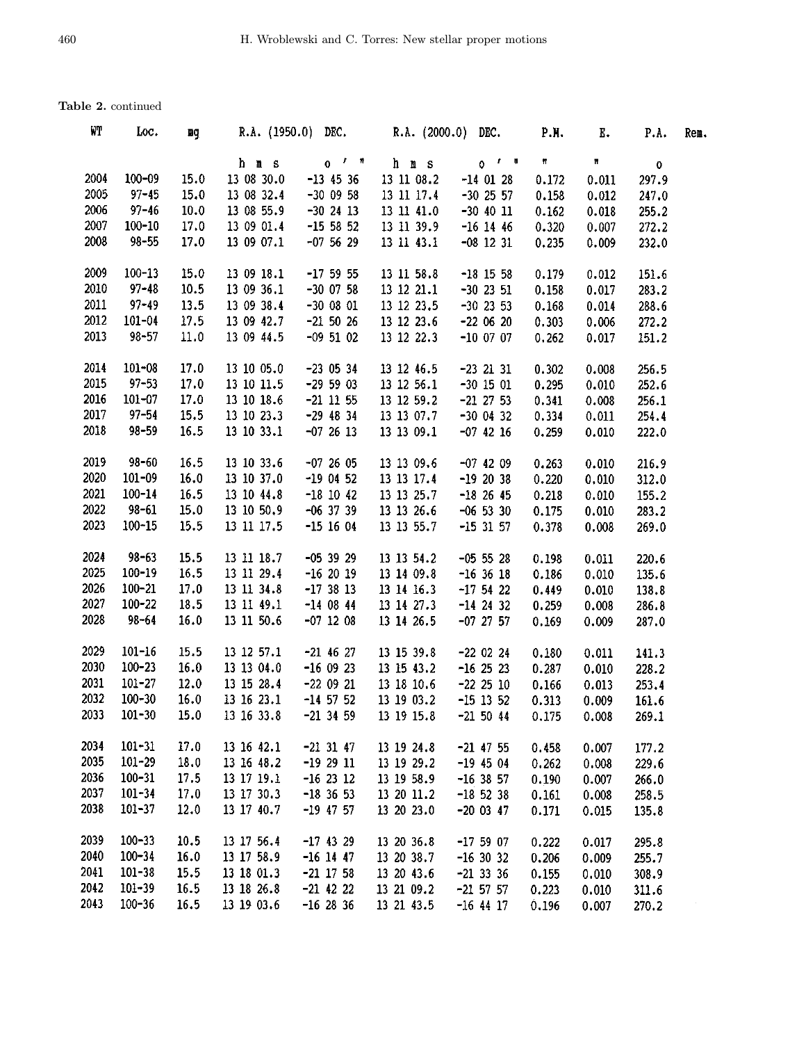**Table 2.** continued

| WT | Loc. | mg | R.A. (1950.0) | DEC. | R.A. (2000.0) | DEC. | P.M. | E. | P.A. | Rem. |
|---|---|---|---|---|---|---|---|---|---|---|
| | | | h m s | ° ′ ″ | h m s | ° ′ ″ | ″ | ″ | ° | |
| 2004 | 100-09 | 15.0 | 13 08 30.0 | -13 45 36 | 13 11 08.2 | -14 01 28 | 0.172 | 0.011 | 297.9 | |
| 2005 | 97-45 | 15.0 | 13 08 32.4 | -30 09 58 | 13 11 17.4 | -30 25 57 | 0.158 | 0.012 | 247.0 | |
| 2006 | 97-46 | 10.0 | 13 08 55.9 | -30 24 13 | 13 11 41.0 | -30 40 11 | 0.162 | 0.018 | 255.2 | |
| 2007 | 100-10 | 17.0 | 13 09 01.4 | -15 58 52 | 13 11 39.9 | -16 14 46 | 0.320 | 0.007 | 272.2 | |
| 2008 | 98-55 | 17.0 | 13 09 07.1 | -07 56 29 | 13 11 43.1 | -08 12 31 | 0.235 | 0.009 | 232.0 | |
| 2009 | 100-13 | 15.0 | 13 09 18.1 | -17 59 55 | 13 11 58.8 | -18 15 58 | 0.179 | 0.012 | 151.6 | |
| 2010 | 97-48 | 10.5 | 13 09 36.1 | -30 07 58 | 13 12 21.1 | -30 23 51 | 0.158 | 0.017 | 283.2 | |
| 2011 | 97-49 | 13.5 | 13 09 38.4 | -30 08 01 | 13 12 23.5 | -30 23 53 | 0.168 | 0.014 | 288.6 | |
| 2012 | 101-04 | 17.5 | 13 09 42.7 | -21 50 26 | 13 12 23.6 | -22 06 20 | 0.303 | 0.006 | 272.2 | |
| 2013 | 98-57 | 11.0 | 13 09 44.5 | -09 51 02 | 13 12 22.3 | -10 07 07 | 0.262 | 0.017 | 151.2 | |
| 2014 | 101-08 | 17.0 | 13 10 05.0 | -23 05 34 | 13 12 46.5 | -23 21 31 | 0.302 | 0.008 | 256.5 | |
| 2015 | 97-53 | 17.0 | 13 10 11.5 | -29 59 03 | 13 12 56.1 | -30 15 01 | 0.295 | 0.010 | 252.6 | |
| 2016 | 101-07 | 17.0 | 13 10 18.6 | -21 11 55 | 13 12 59.2 | -21 27 53 | 0.341 | 0.008 | 256.1 | |
| 2017 | 97-54 | 15.5 | 13 10 23.3 | -29 48 34 | 13 13 07.7 | -30 04 32 | 0.334 | 0.011 | 254.4 | |
| 2018 | 98-59 | 16.5 | 13 10 33.1 | -07 26 13 | 13 13 09.1 | -07 42 16 | 0.259 | 0.010 | 222.0 | |
| 2019 | 98-60 | 16.5 | 13 10 33.6 | -07 26 05 | 13 13 09.6 | -07 42 09 | 0.263 | 0.010 | 216.9 | |
| 2020 | 101-09 | 16.0 | 13 10 37.0 | -19 04 52 | 13 13 17.4 | -19 20 38 | 0.220 | 0.010 | 312.0 | |
| 2021 | 100-14 | 16.5 | 13 10 44.8 | -18 10 42 | 13 13 25.7 | -18 26 45 | 0.218 | 0.010 | 155.2 | |
| 2022 | 98-61 | 15.0 | 13 10 50.9 | -06 37 39 | 13 13 26.6 | -06 53 30 | 0.175 | 0.010 | 283.2 | |
| 2023 | 100-15 | 15.5 | 13 11 17.5 | -15 16 04 | 13 13 55.7 | -15 31 57 | 0.378 | 0.008 | 269.0 | |
| 2024 | 98-63 | 15.5 | 13 11 18.7 | -05 39 29 | 13 13 54.2 | -05 55 28 | 0.198 | 0.011 | 220.6 | |
| 2025 | 100-19 | 16.5 | 13 11 29.4 | -16 20 19 | 13 14 09.8 | -16 36 18 | 0.186 | 0.010 | 135.6 | |
| 2026 | 100-21 | 17.0 | 13 11 34.8 | -17 38 13 | 13 14 16.3 | -17 54 22 | 0.449 | 0.010 | 138.8 | |
| 2027 | 100-22 | 18.5 | 13 11 49.1 | -14 08 44 | 13 14 27.3 | -14 24 32 | 0.259 | 0.008 | 286.8 | |
| 2028 | 98-64 | 16.0 | 13 11 50.6 | -07 12 08 | 13 14 26.5 | -07 27 57 | 0.169 | 0.009 | 287.0 | |
| 2029 | 101-16 | 15.5 | 13 12 57.1 | -21 46 27 | 13 15 39.8 | -22 02 24 | 0.180 | 0.011 | 141.3 | |
| 2030 | 100-23 | 16.0 | 13 13 04.0 | -16 09 23 | 13 15 43.2 | -16 25 23 | 0.287 | 0.010 | 228.2 | |
| 2031 | 101-27 | 12.0 | 13 15 28.4 | -22 09 21 | 13 18 10.6 | -22 25 10 | 0.166 | 0.013 | 253.4 | |
| 2032 | 100-30 | 16.0 | 13 16 23.1 | -14 57 52 | 13 19 03.2 | -15 13 52 | 0.313 | 0.009 | 161.6 | |
| 2033 | 101-30 | 15.0 | 13 16 33.8 | -21 34 59 | 13 19 15.8 | -21 50 44 | 0.175 | 0.008 | 269.1 | |
| 2034 | 101-31 | 17.0 | 13 16 42.1 | -21 31 47 | 13 19 24.8 | -21 47 55 | 0.458 | 0.007 | 177.2 | |
| 2035 | 101-29 | 18.0 | 13 16 48.2 | -19 29 11 | 13 19 29.2 | -19 45 04 | 0.262 | 0.008 | 229.6 | |
| 2036 | 100-31 | 17.5 | 13 17 19.1 | -16 23 12 | 13 19 58.9 | -16 38 57 | 0.190 | 0.007 | 266.0 | |
| 2037 | 101-34 | 17.0 | 13 17 30.3 | -18 36 53 | 13 20 11.2 | -18 52 38 | 0.161 | 0.008 | 258.5 | |
| 2038 | 101-37 | 12.0 | 13 17 40.7 | -19 47 57 | 13 20 23.0 | -20 03 47 | 0.171 | 0.015 | 135.8 | |
| 2039 | 100-33 | 10.5 | 13 17 56.4 | -17 43 29 | 13 20 36.8 | -17 59 07 | 0.222 | 0.017 | 295.8 | |
| 2040 | 100-34 | 16.0 | 13 17 58.9 | -16 14 47 | 13 20 38.7 | -16 30 32 | 0.206 | 0.009 | 255.7 | |
| 2041 | 101-38 | 15.5 | 13 18 01.3 | -21 17 58 | 13 20 43.6 | -21 33 36 | 0.155 | 0.010 | 308.9 | |
| 2042 | 101-39 | 16.5 | 13 18 26.8 | -21 42 22 | 13 21 09.2 | -21 57 57 | 0.223 | 0.010 | 311.6 | |
| 2043 | 100-36 | 16.5 | 13 19 03.6 | -16 28 36 | 13 21 43.5 | -16 44 17 | 0.196 | 0.007 | 270.2 | |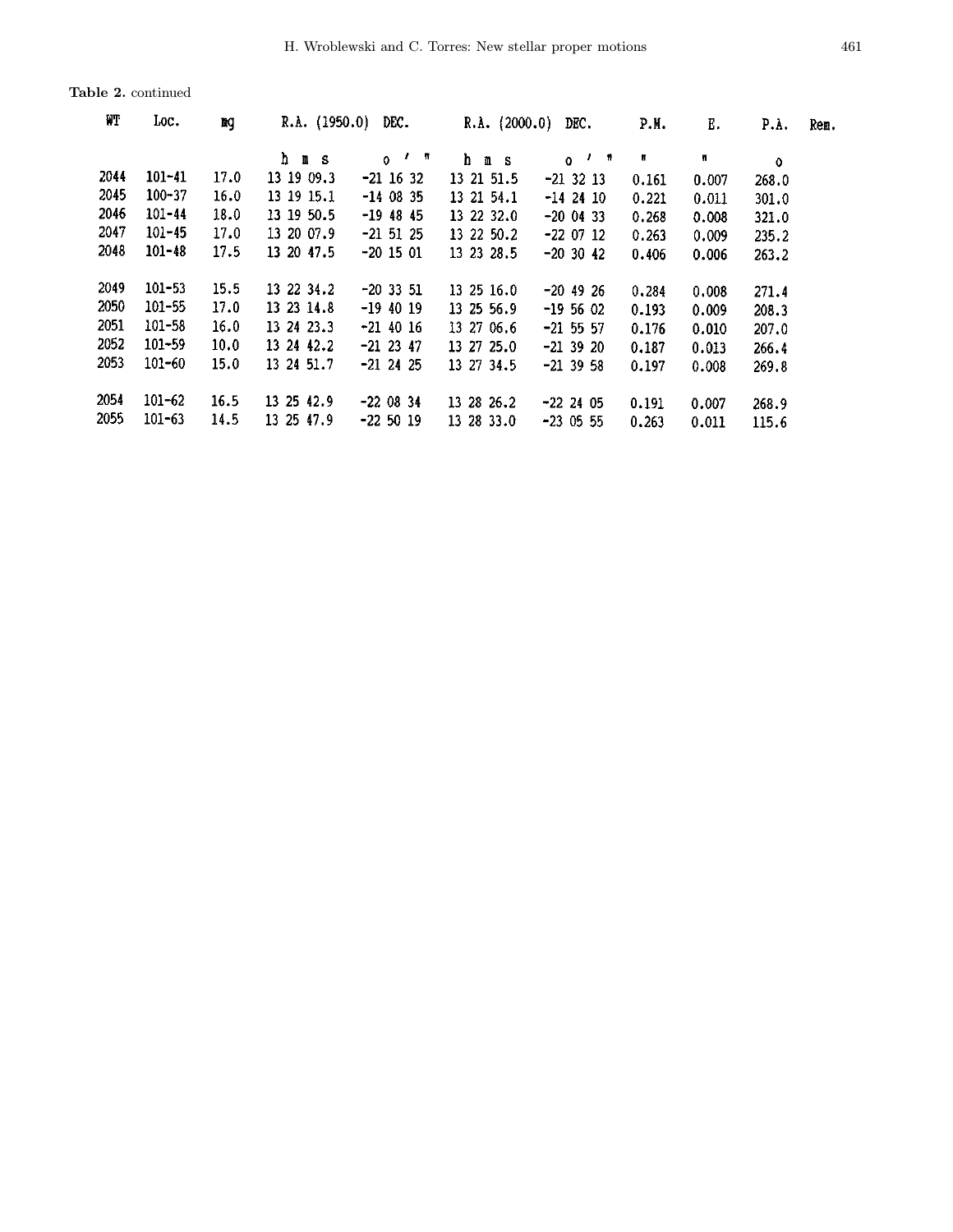**Table 2.** continued

| WT | Loc. | mg | R.A. (1950.0) | DEC. | R.A. (2000.0) | DEC. | P.M. | E. | P.A. | Rem. |
|---|---|---|---|---|---|---|---|---|---|---|
| | | | h m s | ° ′ ″ | h m s | ° ′ ″ | ″ | ″ | ° | |
| 2044 | 101-41 | 17.0 | 13 19 09.3 | -21 16 32 | 13 21 51.5 | -21 32 13 | 0.161 | 0.007 | 268.0 | |
| 2045 | 100-37 | 16.0 | 13 19 15.1 | -14 08 35 | 13 21 54.1 | -14 24 10 | 0.221 | 0.011 | 301.0 | |
| 2046 | 101-44 | 18.0 | 13 19 50.5 | -19 48 45 | 13 22 32.0 | -20 04 33 | 0.268 | 0.008 | 321.0 | |
| 2047 | 101-45 | 17.0 | 13 20 07.9 | -21 51 25 | 13 22 50.2 | -22 07 12 | 0.263 | 0.009 | 235.2 | |
| 2048 | 101-48 | 17.5 | 13 20 47.5 | -20 15 01 | 13 23 28.5 | -20 30 42 | 0.406 | 0.006 | 263.2 | |
| 2049 | 101-53 | 15.5 | 13 22 34.2 | -20 33 51 | 13 25 16.0 | -20 49 26 | 0.284 | 0.008 | 271.4 | |
| 2050 | 101-55 | 17.0 | 13 23 14.8 | -19 40 19 | 13 25 56.9 | -19 56 02 | 0.193 | 0.009 | 208.3 | |
| 2051 | 101-58 | 16.0 | 13 24 23.3 | -21 40 16 | 13 27 06.6 | -21 55 57 | 0.176 | 0.010 | 207.0 | |
| 2052 | 101-59 | 10.0 | 13 24 42.2 | -21 23 47 | 13 27 25.0 | -21 39 20 | 0.187 | 0.013 | 266.4 | |
| 2053 | 101-60 | 15.0 | 13 24 51.7 | -21 24 25 | 13 27 34.5 | -21 39 58 | 0.197 | 0.008 | 269.8 | |
| 2054 | 101-62 | 16.5 | 13 25 42.9 | -22 08 34 | 13 28 26.2 | -22 24 05 | 0.191 | 0.007 | 268.9 | |
| 2055 | 101-63 | 14.5 | 13 25 47.9 | -22 50 19 | 13 28 33.0 | -23 05 55 | 0.263 | 0.011 | 115.6 | |